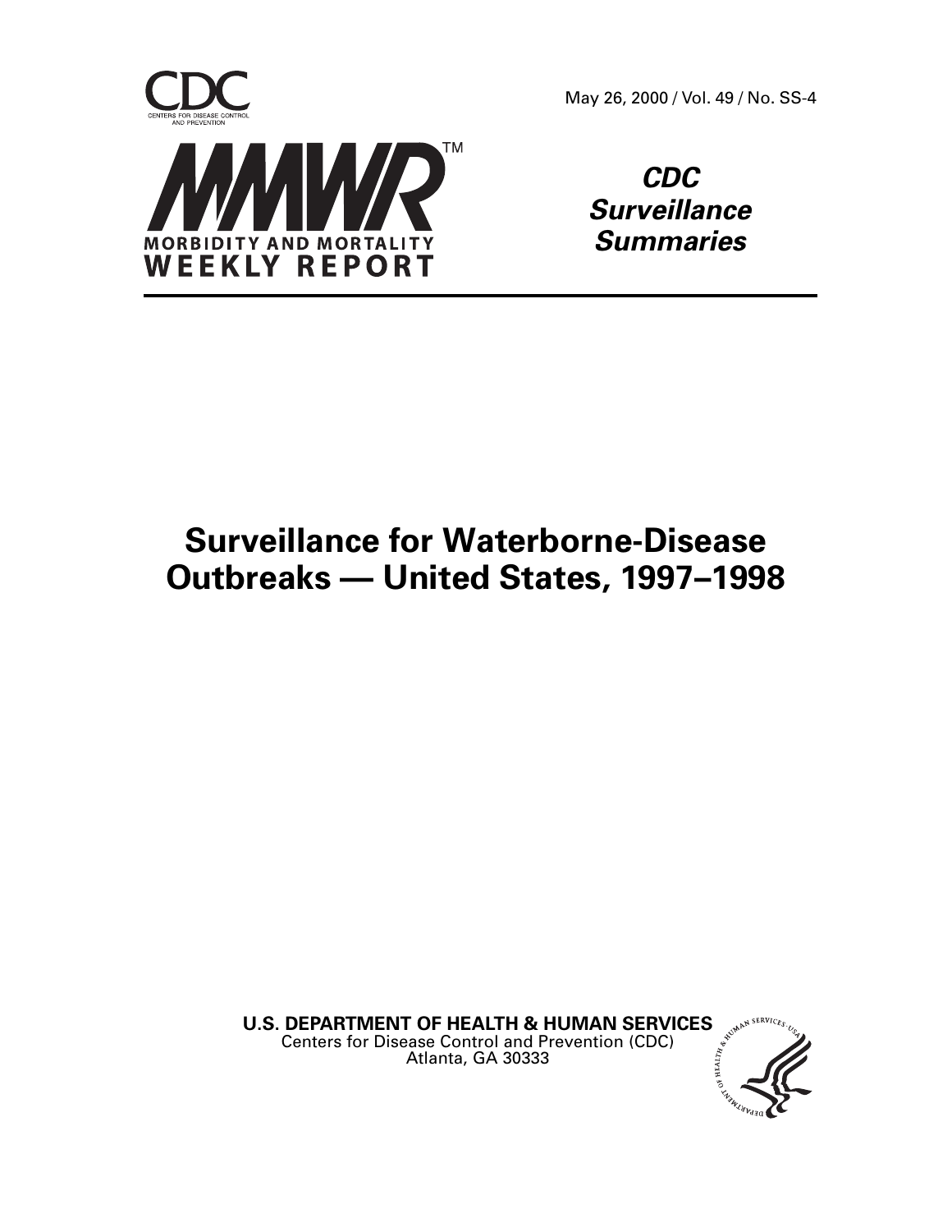CDC

CENTERS FOR DISEASE CONTROL AND PREVENTION

May 26, 2000 / Vol. 49 / No. SS-4

MMWR™

MORBIDITY AND MORTALITY WEEKLY REPORT

***CDC Surveillance Summaries***

# Surveillance for Waterborne-Disease Outbreaks — United States, 1997–1998

**U.S. DEPARTMENT OF HEALTH & HUMAN SERVICES**
Centers for Disease Control and Prevention (CDC)
Atlanta, GA 30333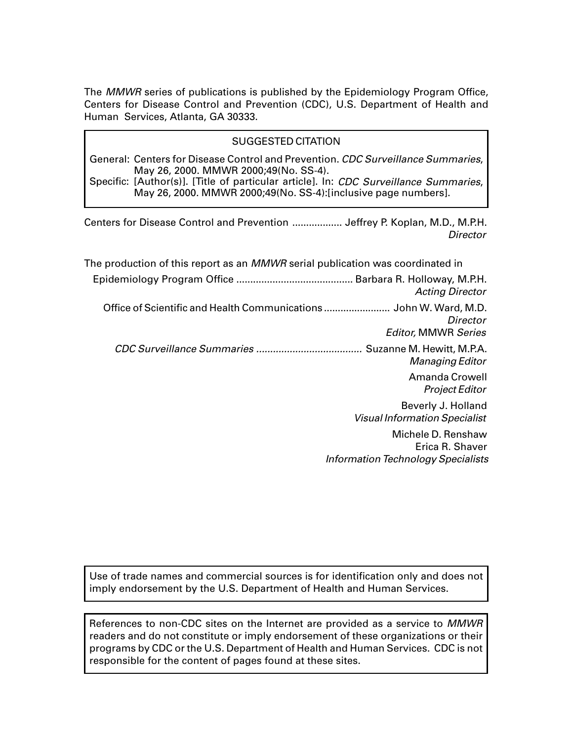The *MMWR* series of publications is published by the Epidemiology Program Office, Centers for Disease Control and Prevention (CDC), U.S. Department of Health and Human Services, Atlanta, GA 30333.

---

SUGGESTED CITATION

General: Centers for Disease Control and Prevention. *CDC Surveillance Summaries*, May 26, 2000. MMWR 2000;49(No. SS-4).

Specific: [Author(s)]. [Title of particular article]. In: *CDC Surveillance Summaries*, May 26, 2000. MMWR 2000;49(No. SS-4):[inclusive page numbers].

---

Centers for Disease Control and Prevention .................. Jeffrey P. Koplan, M.D., M.P.H.
*Director*

The production of this report as an *MMWR* serial publication was coordinated in

Epidemiology Program Office .......................................... Barbara R. Holloway, M.P.H.
*Acting Director*

Office of Scientific and Health Communications ........................ John W. Ward, M.D.
*Director*
*Editor,* MMWR *Series*

*CDC Surveillance Summaries* ...................................... Suzanne M. Hewitt, M.P.A.
*Managing Editor*

Amanda Crowell
*Project Editor*

Beverly J. Holland
*Visual Information Specialist*

Michele D. Renshaw
Erica R. Shaver
*Information Technology Specialists*

---

Use of trade names and commercial sources is for identification only and does not imply endorsement by the U.S. Department of Health and Human Services.

---

References to non-CDC sites on the Internet are provided as a service to *MMWR* readers and do not constitute or imply endorsement of these organizations or their programs by CDC or the U.S. Department of Health and Human Services. CDC is not responsible for the content of pages found at these sites.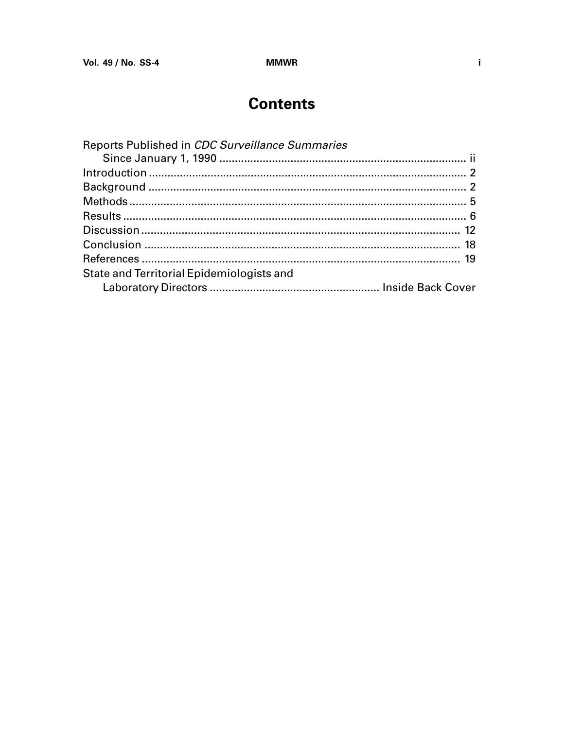# Contents

Reports Published in *CDC Surveillance Summaries* Since January 1, 1990 ..... ii
Introduction ..... 2
Background ..... 2
Methods ..... 5
Results ..... 6
Discussion ..... 12
Conclusion ..... 18
References ..... 19
State and Territorial Epidemiologists and Laboratory Directors ..... Inside Back Cover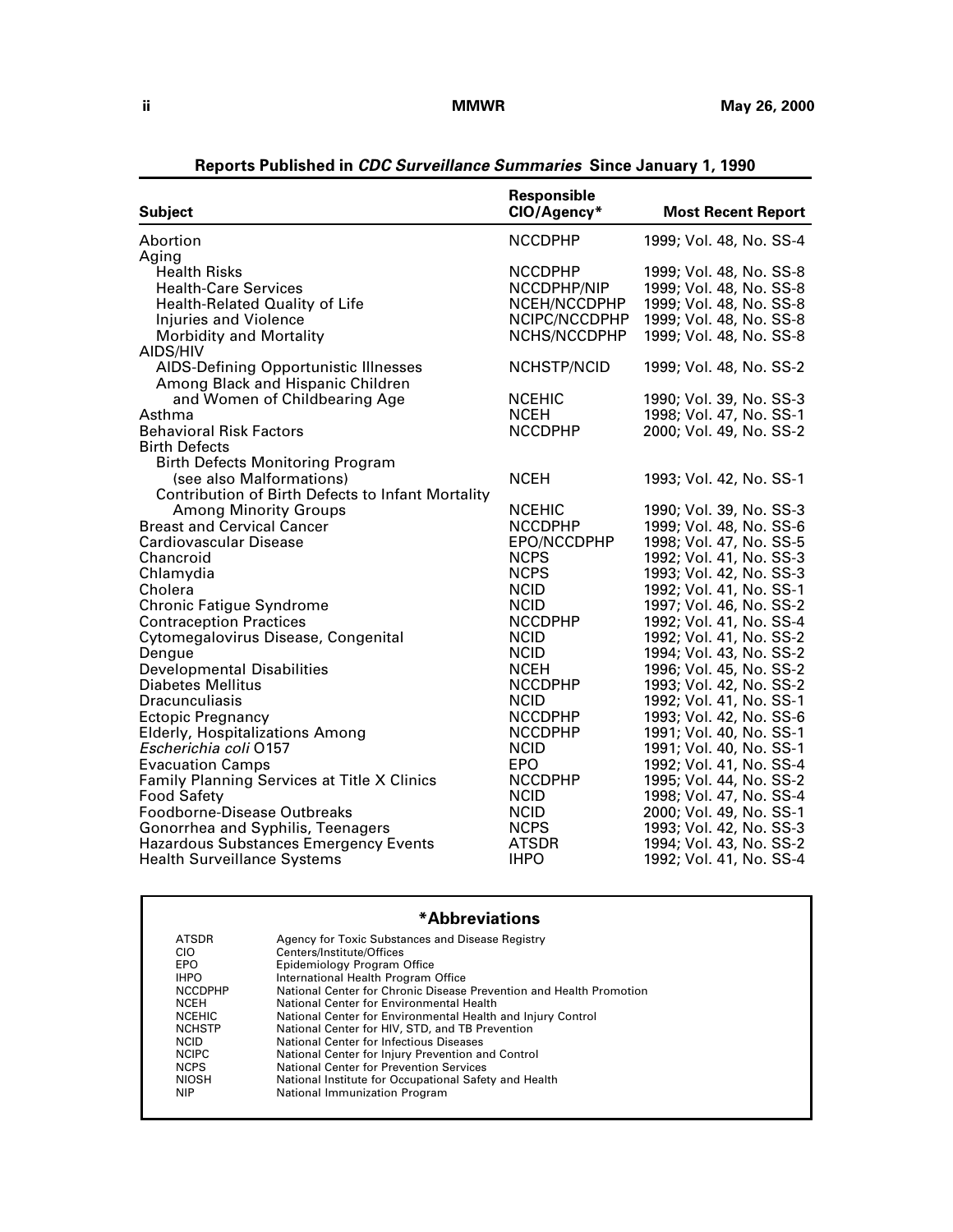## Reports Published in *CDC Surveillance Summaries* Since January 1, 1990

| Subject | Responsible CIO/Agency* | Most Recent Report |
|---|---|---|
| Abortion | NCCDPHP | 1999; Vol. 48, No. SS-4 |
| Aging | | |
| Health Risks | NCCDPHP | 1999; Vol. 48, No. SS-8 |
| Health-Care Services | NCCDPHP/NIP | 1999; Vol. 48, No. SS-8 |
| Health-Related Quality of Life | NCEH/NCCDPHP | 1999; Vol. 48, No. SS-8 |
| Injuries and Violence | NCIPC/NCCDPHP | 1999; Vol. 48, No. SS-8 |
| Morbidity and Mortality | NCHS/NCCDPHP | 1999; Vol. 48, No. SS-8 |
| AIDS/HIV | | |
| AIDS-Defining Opportunistic Illnesses | NCHSTP/NCID | 1999; Vol. 48, No. SS-2 |
| Among Black and Hispanic Children and Women of Childbearing Age | NCEHIC | 1990; Vol. 39, No. SS-3 |
| Asthma | NCEH | 1998; Vol. 47, No. SS-1 |
| Behavioral Risk Factors | NCCDPHP | 2000; Vol. 49, No. SS-2 |
| Birth Defects | | |
| Birth Defects Monitoring Program (see also Malformations) | NCEH | 1993; Vol. 42, No. SS-1 |
| Contribution of Birth Defects to Infant Mortality Among Minority Groups | NCEHIC | 1990; Vol. 39, No. SS-3 |
| Breast and Cervical Cancer | NCCDPHP | 1999; Vol. 48, No. SS-6 |
| Cardiovascular Disease | EPO/NCCDPHP | 1998; Vol. 47, No. SS-5 |
| Chancroid | NCPS | 1992; Vol. 41, No. SS-3 |
| Chlamydia | NCPS | 1993; Vol. 42, No. SS-3 |
| Cholera | NCID | 1992; Vol. 41, No. SS-1 |
| Chronic Fatigue Syndrome | NCID | 1997; Vol. 46, No. SS-2 |
| Contraception Practices | NCCDPHP | 1992; Vol. 41, No. SS-4 |
| Cytomegalovirus Disease, Congenital | NCID | 1992; Vol. 41, No. SS-2 |
| Dengue | NCID | 1994; Vol. 43, No. SS-2 |
| Developmental Disabilities | NCEH | 1996; Vol. 45, No. SS-2 |
| Diabetes Mellitus | NCCDPHP | 1993; Vol. 42, No. SS-2 |
| Dracunculiasis | NCID | 1992; Vol. 41, No. SS-1 |
| Ectopic Pregnancy | NCCDPHP | 1993; Vol. 42, No. SS-6 |
| Elderly, Hospitalizations Among | NCCDPHP | 1991; Vol. 40, No. SS-1 |
| *Escherichia coli* O157 | NCID | 1991; Vol. 40, No. SS-1 |
| Evacuation Camps | EPO | 1992; Vol. 41, No. SS-4 |
| Family Planning Services at Title X Clinics | NCCDPHP | 1995; Vol. 44, No. SS-2 |
| Food Safety | NCID | 1998; Vol. 47, No. SS-4 |
| Foodborne-Disease Outbreaks | NCID | 2000; Vol. 49, No. SS-1 |
| Gonorrhea and Syphilis, Teenagers | NCPS | 1993; Vol. 42, No. SS-3 |
| Hazardous Substances Emergency Events | ATSDR | 1994; Vol. 43, No. SS-2 |
| Health Surveillance Systems | IHPO | 1992; Vol. 41, No. SS-4 |

**\*Abbreviations**

| | |
|---|---|
| ATSDR | Agency for Toxic Substances and Disease Registry |
| CIO | Centers/Institute/Offices |
| EPO | Epidemiology Program Office |
| IHPO | International Health Program Office |
| NCCDPHP | National Center for Chronic Disease Prevention and Health Promotion |
| NCEH | National Center for Environmental Health |
| NCEHIC | National Center for Environmental Health and Injury Control |
| NCHSTP | National Center for HIV, STD, and TB Prevention |
| NCID | National Center for Infectious Diseases |
| NCIPC | National Center for Injury Prevention and Control |
| NCPS | National Center for Prevention Services |
| NIOSH | National Institute for Occupational Safety and Health |
| NIP | National Immunization Program |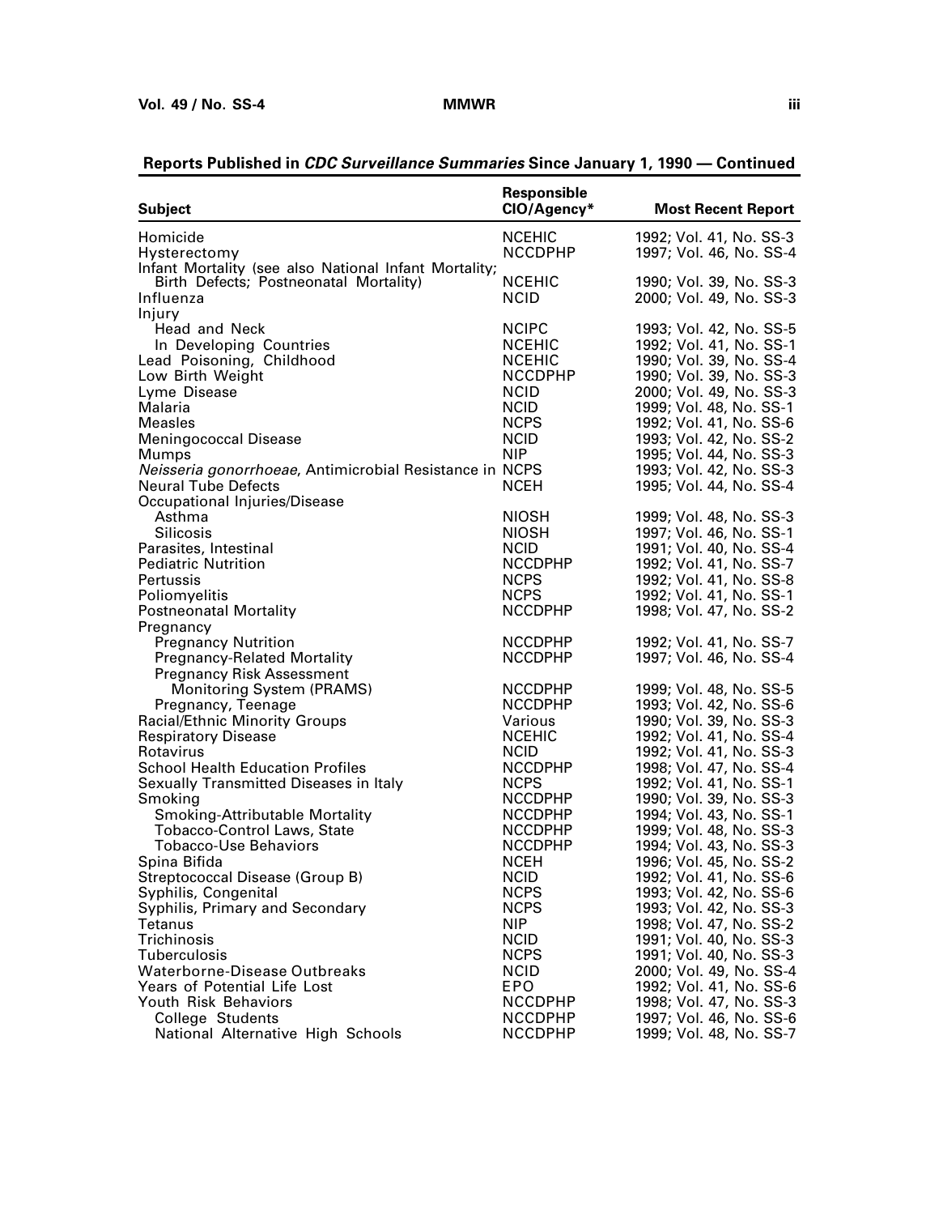**Reports Published in *CDC Surveillance Summaries* Since January 1, 1990 — Continued**

| Subject | Responsible CIO/Agency* | Most Recent Report |
|---|---|---|
| Homicide | NCEHIC | 1992; Vol. 41, No. SS-3 |
| Hysterectomy | NCCDPHP | 1997; Vol. 46, No. SS-4 |
| Infant Mortality (see also National Infant Mortality; Birth Defects; Postneonatal Mortality) | NCEHIC | 1990; Vol. 39, No. SS-3 |
| Influenza | NCID | 2000; Vol. 49, No. SS-3 |
| Injury | | |
| Head and Neck | NCIPC | 1993; Vol. 42, No. SS-5 |
| In Developing Countries | NCEHIC | 1992; Vol. 41, No. SS-1 |
| Lead Poisoning, Childhood | NCEHIC | 1990; Vol. 39, No. SS-4 |
| Low Birth Weight | NCCDPHP | 1990; Vol. 39, No. SS-3 |
| Lyme Disease | NCID | 2000; Vol. 49, No. SS-3 |
| Malaria | NCID | 1999; Vol. 48, No. SS-1 |
| Measles | NCPS | 1992; Vol. 41, No. SS-6 |
| Meningococcal Disease | NCID | 1993; Vol. 42, No. SS-2 |
| Mumps | NIP | 1995; Vol. 44, No. SS-3 |
| *Neisseria gonorrhoeae*, Antimicrobial Resistance in | NCPS | 1993; Vol. 42, No. SS-3 |
| Neural Tube Defects | NCEH | 1995; Vol. 44, No. SS-4 |
| Occupational Injuries/Disease | | |
| Asthma | NIOSH | 1999; Vol. 48, No. SS-3 |
| Silicosis | NIOSH | 1997; Vol. 46, No. SS-1 |
| Parasites, Intestinal | NCID | 1991; Vol. 40, No. SS-4 |
| Pediatric Nutrition | NCCDPHP | 1992; Vol. 41, No. SS-7 |
| Pertussis | NCPS | 1992; Vol. 41, No. SS-8 |
| Poliomyelitis | NCPS | 1992; Vol. 41, No. SS-1 |
| Postneonatal Mortality | NCCDPHP | 1998; Vol. 47, No. SS-2 |
| Pregnancy | | |
| Pregnancy Nutrition | NCCDPHP | 1992; Vol. 41, No. SS-7 |
| Pregnancy-Related Mortality | NCCDPHP | 1997; Vol. 46, No. SS-4 |
| Pregnancy Risk Assessment Monitoring System (PRAMS) | NCCDPHP | 1999; Vol. 48, No. SS-5 |
| Pregnancy, Teenage | NCCDPHP | 1993; Vol. 42, No. SS-6 |
| Racial/Ethnic Minority Groups | Various | 1990; Vol. 39, No. SS-3 |
| Respiratory Disease | NCEHIC | 1992; Vol. 41, No. SS-4 |
| Rotavirus | NCID | 1992; Vol. 41, No. SS-3 |
| School Health Education Profiles | NCCDPHP | 1998; Vol. 47, No. SS-4 |
| Sexually Transmitted Diseases in Italy | NCPS | 1992; Vol. 41, No. SS-1 |
| Smoking | NCCDPHP | 1990; Vol. 39, No. SS-3 |
| Smoking-Attributable Mortality | NCCDPHP | 1994; Vol. 43, No. SS-1 |
| Tobacco-Control Laws, State | NCCDPHP | 1999; Vol. 48, No. SS-3 |
| Tobacco-Use Behaviors | NCCDPHP | 1994; Vol. 43, No. SS-3 |
| Spina Bifida | NCEH | 1996; Vol. 45, No. SS-2 |
| Streptococcal Disease (Group B) | NCID | 1992; Vol. 41, No. SS-6 |
| Syphilis, Congenital | NCPS | 1993; Vol. 42, No. SS-6 |
| Syphilis, Primary and Secondary | NCPS | 1993; Vol. 42, No. SS-3 |
| Tetanus | NIP | 1998; Vol. 47, No. SS-2 |
| Trichinosis | NCID | 1991; Vol. 40, No. SS-3 |
| Tuberculosis | NCPS | 1991; Vol. 40, No. SS-3 |
| Waterborne-Disease Outbreaks | NCID | 2000; Vol. 49, No. SS-4 |
| Years of Potential Life Lost | EPO | 1992; Vol. 41, No. SS-6 |
| Youth Risk Behaviors | NCCDPHP | 1998; Vol. 47, No. SS-3 |
| College Students | NCCDPHP | 1997; Vol. 46, No. SS-6 |
| National Alternative High Schools | NCCDPHP | 1999; Vol. 48, No. SS-7 |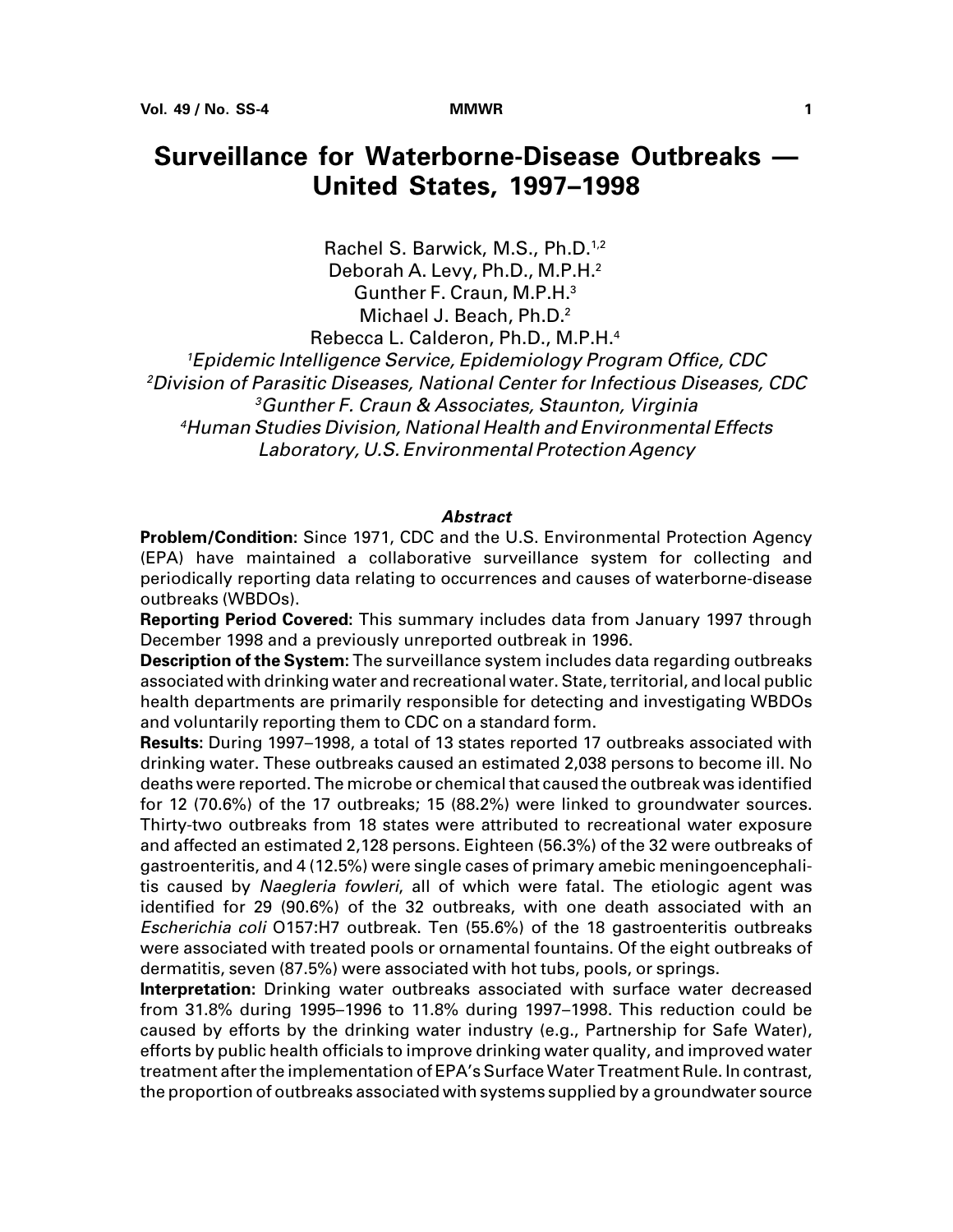# Surveillance for Waterborne-Disease Outbreaks — United States, 1997–1998

Rachel S. Barwick, M.S., Ph.D.[1,2]
Deborah A. Levy, Ph.D., M.P.H.[2]
Gunther F. Craun, M.P.H.[3]
Michael J. Beach, Ph.D.[2]
Rebecca L. Calderon, Ph.D., M.P.H.[4]

*[1]Epidemic Intelligence Service, Epidemiology Program Office, CDC*
*[2]Division of Parasitic Diseases, National Center for Infectious Diseases, CDC*
*[3]Gunther F. Craun & Associates, Staunton, Virginia*
*[4]Human Studies Division, National Health and Environmental Effects Laboratory, U.S. Environmental Protection Agency*

### *Abstract*

**Problem/Condition:** Since 1971, CDC and the U.S. Environmental Protection Agency (EPA) have maintained a collaborative surveillance system for collecting and periodically reporting data relating to occurrences and causes of waterborne-disease outbreaks (WBDOs).

**Reporting Period Covered:** This summary includes data from January 1997 through December 1998 and a previously unreported outbreak in 1996.

**Description of the System:** The surveillance system includes data regarding outbreaks associated with drinking water and recreational water. State, territorial, and local public health departments are primarily responsible for detecting and investigating WBDOs and voluntarily reporting them to CDC on a standard form.

**Results:** During 1997–1998, a total of 13 states reported 17 outbreaks associated with drinking water. These outbreaks caused an estimated 2,038 persons to become ill. No deaths were reported. The microbe or chemical that caused the outbreak was identified for 12 (70.6%) of the 17 outbreaks; 15 (88.2%) were linked to groundwater sources. Thirty-two outbreaks from 18 states were attributed to recreational water exposure and affected an estimated 2,128 persons. Eighteen (56.3%) of the 32 were outbreaks of gastroenteritis, and 4 (12.5%) were single cases of primary amebic meningoencephalitis caused by *Naegleria fowleri*, all of which were fatal. The etiologic agent was identified for 29 (90.6%) of the 32 outbreaks, with one death associated with an *Escherichia coli* O157:H7 outbreak. Ten (55.6%) of the 18 gastroenteritis outbreaks were associated with treated pools or ornamental fountains. Of the eight outbreaks of dermatitis, seven (87.5%) were associated with hot tubs, pools, or springs.

**Interpretation:** Drinking water outbreaks associated with surface water decreased from 31.8% during 1995–1996 to 11.8% during 1997–1998. This reduction could be caused by efforts by the drinking water industry (e.g., Partnership for Safe Water), efforts by public health officials to improve drinking water quality, and improved water treatment after the implementation of EPA's Surface Water Treatment Rule. In contrast, the proportion of outbreaks associated with systems supplied by a groundwater source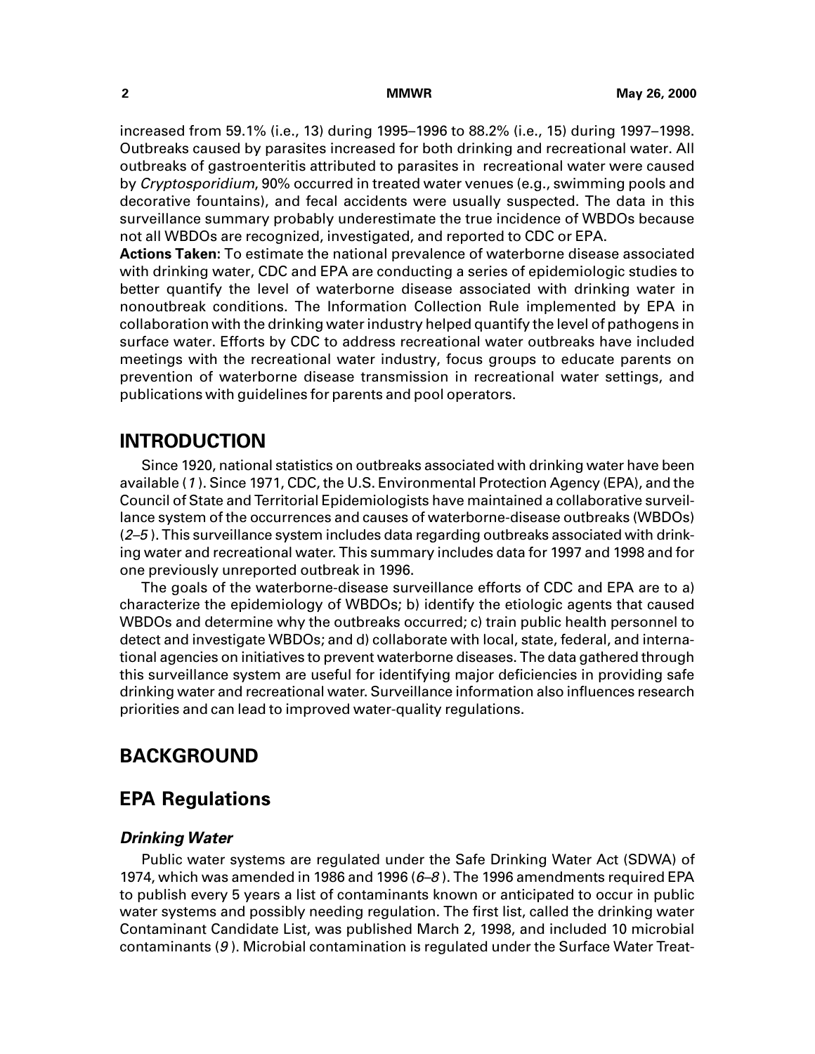increased from 59.1% (i.e., 13) during 1995–1996 to 88.2% (i.e., 15) during 1997–1998. Outbreaks caused by parasites increased for both drinking and recreational water. All outbreaks of gastroenteritis attributed to parasites in recreational water were caused by *Cryptosporidium*, 90% occurred in treated water venues (e.g., swimming pools and decorative fountains), and fecal accidents were usually suspected. The data in this surveillance summary probably underestimate the true incidence of WBDOs because not all WBDOs are recognized, investigated, and reported to CDC or EPA.

**Actions Taken:** To estimate the national prevalence of waterborne disease associated with drinking water, CDC and EPA are conducting a series of epidemiologic studies to better quantify the level of waterborne disease associated with drinking water in nonoutbreak conditions. The Information Collection Rule implemented by EPA in collaboration with the drinking water industry helped quantify the level of pathogens in surface water. Efforts by CDC to address recreational water outbreaks have included meetings with the recreational water industry, focus groups to educate parents on prevention of waterborne disease transmission in recreational water settings, and publications with guidelines for parents and pool operators.

## INTRODUCTION

Since 1920, national statistics on outbreaks associated with drinking water have been available (*1*). Since 1971, CDC, the U.S. Environmental Protection Agency (EPA), and the Council of State and Territorial Epidemiologists have maintained a collaborative surveillance system of the occurrences and causes of waterborne-disease outbreaks (WBDOs) (*2–5*). This surveillance system includes data regarding outbreaks associated with drinking water and recreational water. This summary includes data for 1997 and 1998 and for one previously unreported outbreak in 1996.

The goals of the waterborne-disease surveillance efforts of CDC and EPA are to a) characterize the epidemiology of WBDOs; b) identify the etiologic agents that caused WBDOs and determine why the outbreaks occurred; c) train public health personnel to detect and investigate WBDOs; and d) collaborate with local, state, federal, and international agencies on initiatives to prevent waterborne diseases. The data gathered through this surveillance system are useful for identifying major deficiencies in providing safe drinking water and recreational water. Surveillance information also influences research priorities and can lead to improved water-quality regulations.

## BACKGROUND

## EPA Regulations

### *Drinking Water*

Public water systems are regulated under the Safe Drinking Water Act (SDWA) of 1974, which was amended in 1986 and 1996 (*6–8*). The 1996 amendments required EPA to publish every 5 years a list of contaminants known or anticipated to occur in public water systems and possibly needing regulation. The first list, called the drinking water Contaminant Candidate List, was published March 2, 1998, and included 10 microbial contaminants (*9*). Microbial contamination is regulated under the Surface Water Treat-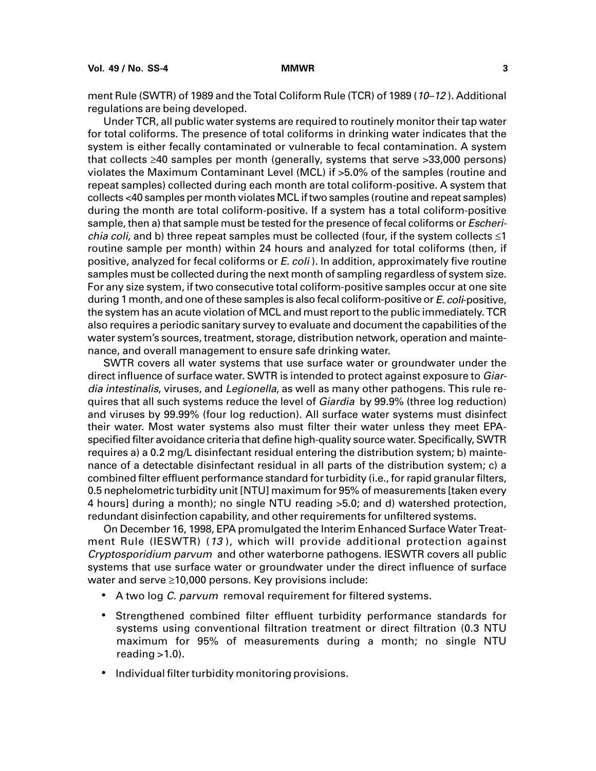ment Rule (SWTR) of 1989 and the Total Coliform Rule (TCR) of 1989 (*10–12*). Additional regulations are being developed.

Under TCR, all public water systems are required to routinely monitor their tap water for total coliforms. The presence of total coliforms in drinking water indicates that the system is either fecally contaminated or vulnerable to fecal contamination. A system that collects ≥40 samples per month (generally, systems that serve >33,000 persons) violates the Maximum Contaminant Level (MCL) if >5.0% of the samples (routine and repeat samples) collected during each month are total coliform-positive. A system that collects <40 samples per month violates MCL if two samples (routine and repeat samples) during the month are total coliform-positive. If a system has a total coliform-positive sample, then a) that sample must be tested for the presence of fecal coliforms or *Escherichia coli*, and b) three repeat samples must be collected (four, if the system collects ≤1 routine sample per month) within 24 hours and analyzed for total coliforms (then, if positive, analyzed for fecal coliforms or *E. coli*). In addition, approximately five routine samples must be collected during the next month of sampling regardless of system size. For any size system, if two consecutive total coliform-positive samples occur at one site during 1 month, and one of these samples is also fecal coliform-positive or *E. coli*-positive, the system has an acute violation of MCL and must report to the public immediately. TCR also requires a periodic sanitary survey to evaluate and document the capabilities of the water system's sources, treatment, storage, distribution network, operation and maintenance, and overall management to ensure safe drinking water.

SWTR covers all water systems that use surface water or groundwater under the direct influence of surface water. SWTR is intended to protect against exposure to *Giardia intestinalis*, viruses, and *Legionella*, as well as many other pathogens. This rule requires that all such systems reduce the level of *Giardia* by 99.9% (three log reduction) and viruses by 99.99% (four log reduction). All surface water systems must disinfect their water. Most water systems also must filter their water unless they meet EPA-specified filter avoidance criteria that define high-quality source water. Specifically, SWTR requires a) a 0.2 mg/L disinfectant residual entering the distribution system; b) maintenance of a detectable disinfectant residual in all parts of the distribution system; c) a combined filter effluent performance standard for turbidity (i.e., for rapid granular filters, 0.5 nephelometric turbidity unit [NTU] maximum for 95% of measurements [taken every 4 hours] during a month); no single NTU reading >5.0; and d) watershed protection, redundant disinfection capability, and other requirements for unfiltered systems.

On December 16, 1998, EPA promulgated the Interim Enhanced Surface Water Treatment Rule (IESWTR) (*13*), which will provide additional protection against *Cryptosporidium parvum* and other waterborne pathogens. IESWTR covers all public systems that use surface water or groundwater under the direct influence of surface water and serve ≥10,000 persons. Key provisions include:

- A two log *C. parvum* removal requirement for filtered systems.
- Strengthened combined filter effluent turbidity performance standards for systems using conventional filtration treatment or direct filtration (0.3 NTU maximum for 95% of measurements during a month; no single NTU reading >1.0).
- Individual filter turbidity monitoring provisions.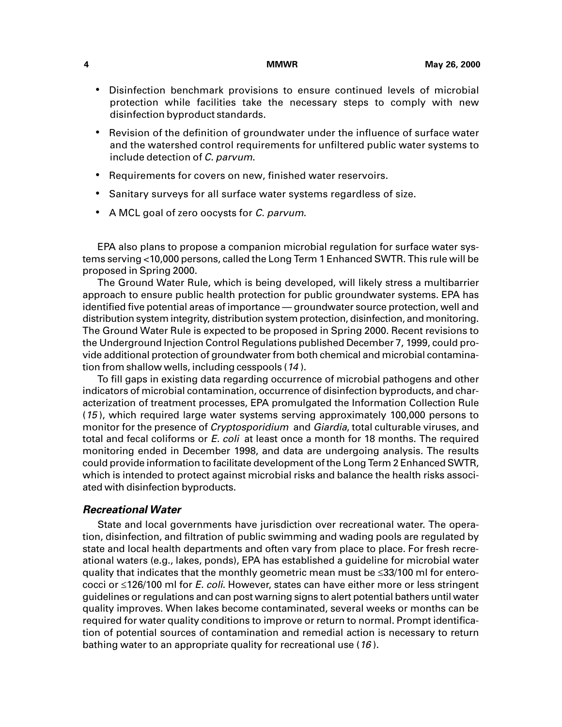- Disinfection benchmark provisions to ensure continued levels of microbial protection while facilities take the necessary steps to comply with new disinfection byproduct standards.
- Revision of the definition of groundwater under the influence of surface water and the watershed control requirements for unfiltered public water systems to include detection of *C. parvum*.
- Requirements for covers on new, finished water reservoirs.
- Sanitary surveys for all surface water systems regardless of size.
- A MCL goal of zero oocysts for *C. parvum*.

EPA also plans to propose a companion microbial regulation for surface water systems serving <10,000 persons, called the Long Term 1 Enhanced SWTR. This rule will be proposed in Spring 2000.

The Ground Water Rule, which is being developed, will likely stress a multibarrier approach to ensure public health protection for public groundwater systems. EPA has identified five potential areas of importance — groundwater source protection, well and distribution system integrity, distribution system protection, disinfection, and monitoring. The Ground Water Rule is expected to be proposed in Spring 2000. Recent revisions to the Underground Injection Control Regulations published December 7, 1999, could provide additional protection of groundwater from both chemical and microbial contamination from shallow wells, including cesspools (*14*).

To fill gaps in existing data regarding occurrence of microbial pathogens and other indicators of microbial contamination, occurrence of disinfection byproducts, and characterization of treatment processes, EPA promulgated the Information Collection Rule (*15*), which required large water systems serving approximately 100,000 persons to monitor for the presence of *Cryptosporidium* and *Giardia*, total culturable viruses, and total and fecal coliforms or *E. coli* at least once a month for 18 months. The required monitoring ended in December 1998, and data are undergoing analysis. The results could provide information to facilitate development of the Long Term 2 Enhanced SWTR, which is intended to protect against microbial risks and balance the health risks associated with disinfection byproducts.

### *Recreational Water*

State and local governments have jurisdiction over recreational water. The operation, disinfection, and filtration of public swimming and wading pools are regulated by state and local health departments and often vary from place to place. For fresh recreational waters (e.g., lakes, ponds), EPA has established a guideline for microbial water quality that indicates that the monthly geometric mean must be ≤33/100 ml for enterococci or ≤126/100 ml for *E. coli*. However, states can have either more or less stringent guidelines or regulations and can post warning signs to alert potential bathers until water quality improves. When lakes become contaminated, several weeks or months can be required for water quality conditions to improve or return to normal. Prompt identification of potential sources of contamination and remedial action is necessary to return bathing water to an appropriate quality for recreational use (*16*).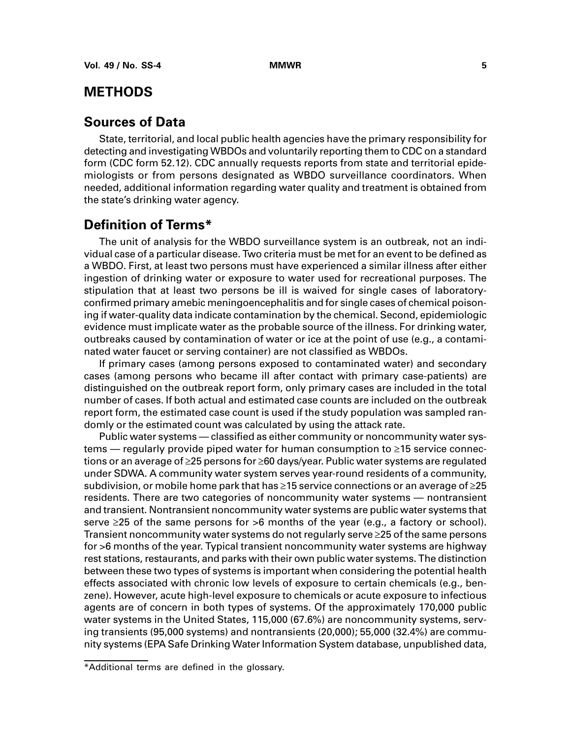# METHODS

## Sources of Data

State, territorial, and local public health agencies have the primary responsibility for detecting and investigating WBDOs and voluntarily reporting them to CDC on a standard form (CDC form 52.12). CDC annually requests reports from state and territorial epidemiologists or from persons designated as WBDO surveillance coordinators. When needed, additional information regarding water quality and treatment is obtained from the state's drinking water agency.

## Definition of Terms*

The unit of analysis for the WBDO surveillance system is an outbreak, not an individual case of a particular disease. Two criteria must be met for an event to be defined as a WBDO. First, at least two persons must have experienced a similar illness after either ingestion of drinking water or exposure to water used for recreational purposes. The stipulation that at least two persons be ill is waived for single cases of laboratory-confirmed primary amebic meningoencephalitis and for single cases of chemical poisoning if water-quality data indicate contamination by the chemical. Second, epidemiologic evidence must implicate water as the probable source of the illness. For drinking water, outbreaks caused by contamination of water or ice at the point of use (e.g., a contaminated water faucet or serving container) are not classified as WBDOs.

If primary cases (among persons exposed to contaminated water) and secondary cases (among persons who became ill after contact with primary case-patients) are distinguished on the outbreak report form, only primary cases are included in the total number of cases. If both actual and estimated case counts are included on the outbreak report form, the estimated case count is used if the study population was sampled randomly or the estimated count was calculated by using the attack rate.

Public water systems — classified as either community or noncommunity water systems — regularly provide piped water for human consumption to ≥15 service connections or an average of ≥25 persons for ≥60 days/year. Public water systems are regulated under SDWA. A community water system serves year-round residents of a community, subdivision, or mobile home park that has ≥15 service connections or an average of ≥25 residents. There are two categories of noncommunity water systems — nontransient and transient. Nontransient noncommunity water systems are public water systems that serve ≥25 of the same persons for >6 months of the year (e.g., a factory or school). Transient noncommunity water systems do not regularly serve ≥25 of the same persons for >6 months of the year. Typical transient noncommunity water systems are highway rest stations, restaurants, and parks with their own public water systems. The distinction between these two types of systems is important when considering the potential health effects associated with chronic low levels of exposure to certain chemicals (e.g., benzene). However, acute high-level exposure to chemicals or acute exposure to infectious agents are of concern in both types of systems. Of the approximately 170,000 public water systems in the United States, 115,000 (67.6%) are noncommunity systems, serving transients (95,000 systems) and nontransients (20,000); 55,000 (32.4%) are community systems (EPA Safe Drinking Water Information System database, unpublished data,

*Additional terms are defined in the glossary.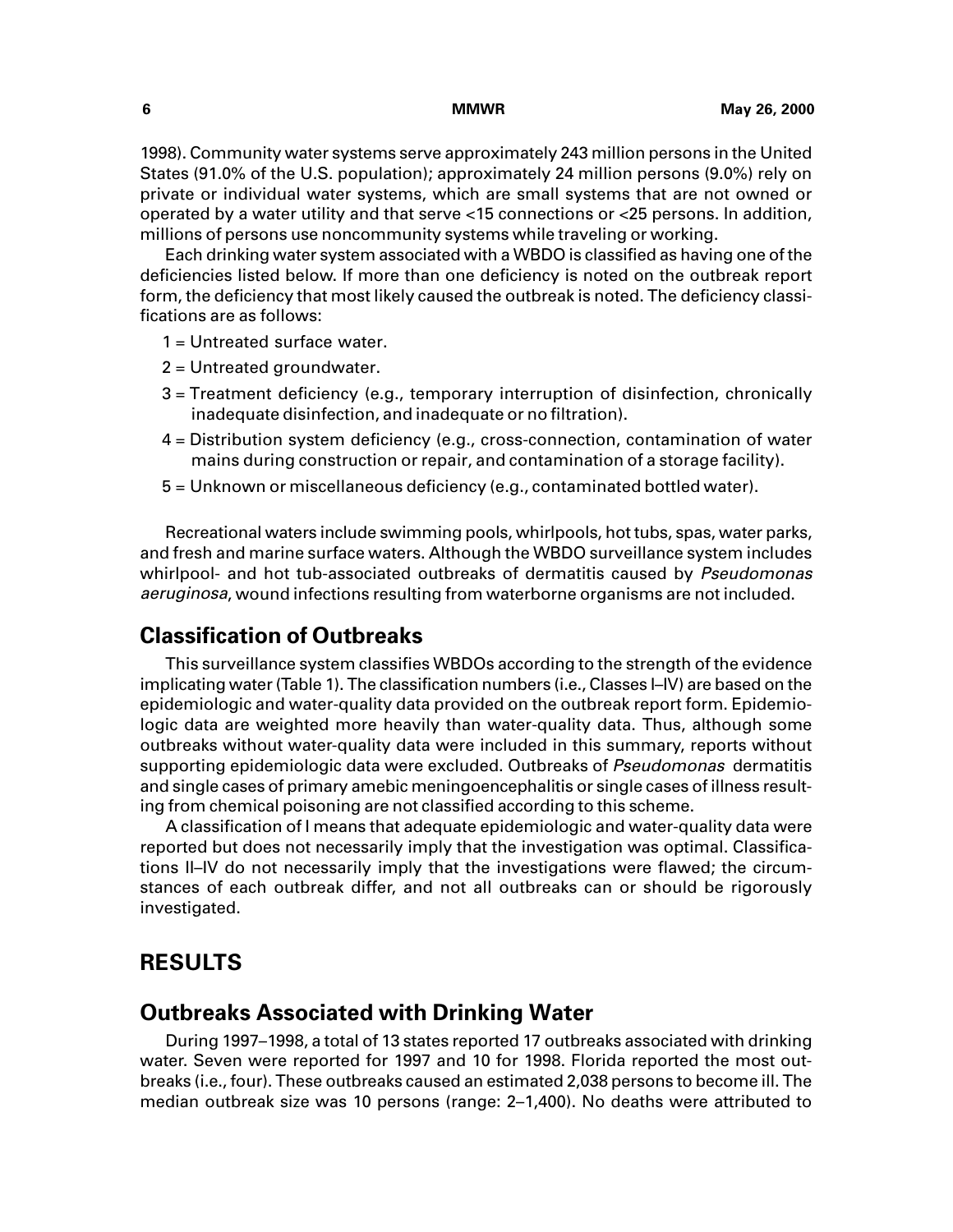1998). Community water systems serve approximately 243 million persons in the United States (91.0% of the U.S. population); approximately 24 million persons (9.0%) rely on private or individual water systems, which are small systems that are not owned or operated by a water utility and that serve <15 connections or <25 persons. In addition, millions of persons use noncommunity systems while traveling or working.

Each drinking water system associated with a WBDO is classified as having one of the deficiencies listed below. If more than one deficiency is noted on the outbreak report form, the deficiency that most likely caused the outbreak is noted. The deficiency classifications are as follows:

1 = Untreated surface water.

2 = Untreated groundwater.

3 = Treatment deficiency (e.g., temporary interruption of disinfection, chronically inadequate disinfection, and inadequate or no filtration).

4 = Distribution system deficiency (e.g., cross-connection, contamination of water mains during construction or repair, and contamination of a storage facility).

5 = Unknown or miscellaneous deficiency (e.g., contaminated bottled water).

Recreational waters include swimming pools, whirlpools, hot tubs, spas, water parks, and fresh and marine surface waters. Although the WBDO surveillance system includes whirlpool- and hot tub-associated outbreaks of dermatitis caused by *Pseudomonas aeruginosa*, wound infections resulting from waterborne organisms are not included.

## Classification of Outbreaks

This surveillance system classifies WBDOs according to the strength of the evidence implicating water (Table 1). The classification numbers (i.e., Classes I–IV) are based on the epidemiologic and water-quality data provided on the outbreak report form. Epidemiologic data are weighted more heavily than water-quality data. Thus, although some outbreaks without water-quality data were included in this summary, reports without supporting epidemiologic data were excluded. Outbreaks of *Pseudomonas* dermatitis and single cases of primary amebic meningoencephalitis or single cases of illness resulting from chemical poisoning are not classified according to this scheme.

A classification of I means that adequate epidemiologic and water-quality data were reported but does not necessarily imply that the investigation was optimal. Classifications II–IV do not necessarily imply that the investigations were flawed; the circumstances of each outbreak differ, and not all outbreaks can or should be rigorously investigated.

# RESULTS

## Outbreaks Associated with Drinking Water

During 1997–1998, a total of 13 states reported 17 outbreaks associated with drinking water. Seven were reported for 1997 and 10 for 1998. Florida reported the most outbreaks (i.e., four). These outbreaks caused an estimated 2,038 persons to become ill. The median outbreak size was 10 persons (range: 2–1,400). No deaths were attributed to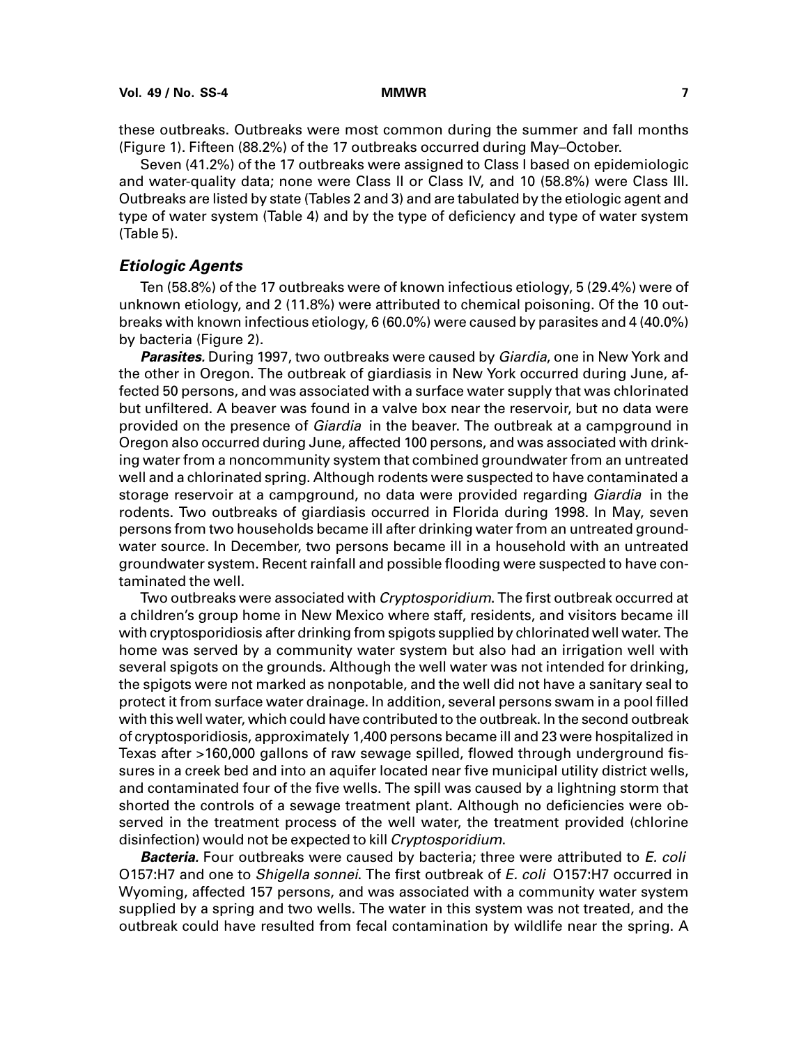these outbreaks. Outbreaks were most common during the summer and fall months (Figure 1). Fifteen (88.2%) of the 17 outbreaks occurred during May–October.

Seven (41.2%) of the 17 outbreaks were assigned to Class I based on epidemiologic and water-quality data; none were Class II or Class IV, and 10 (58.8%) were Class III. Outbreaks are listed by state (Tables 2 and 3) and are tabulated by the etiologic agent and type of water system (Table 4) and by the type of deficiency and type of water system (Table 5).

### *Etiologic Agents*

Ten (58.8%) of the 17 outbreaks were of known infectious etiology, 5 (29.4%) were of unknown etiology, and 2 (11.8%) were attributed to chemical poisoning. Of the 10 outbreaks with known infectious etiology, 6 (60.0%) were caused by parasites and 4 (40.0%) by bacteria (Figure 2).

***Parasites.*** During 1997, two outbreaks were caused by *Giardia*, one in New York and the other in Oregon. The outbreak of giardiasis in New York occurred during June, affected 50 persons, and was associated with a surface water supply that was chlorinated but unfiltered. A beaver was found in a valve box near the reservoir, but no data were provided on the presence of *Giardia* in the beaver. The outbreak at a campground in Oregon also occurred during June, affected 100 persons, and was associated with drinking water from a noncommunity system that combined groundwater from an untreated well and a chlorinated spring. Although rodents were suspected to have contaminated a storage reservoir at a campground, no data were provided regarding *Giardia* in the rodents. Two outbreaks of giardiasis occurred in Florida during 1998. In May, seven persons from two households became ill after drinking water from an untreated groundwater source. In December, two persons became ill in a household with an untreated groundwater system. Recent rainfall and possible flooding were suspected to have contaminated the well.

Two outbreaks were associated with *Cryptosporidium*. The first outbreak occurred at a children's group home in New Mexico where staff, residents, and visitors became ill with cryptosporidiosis after drinking from spigots supplied by chlorinated well water. The home was served by a community water system but also had an irrigation well with several spigots on the grounds. Although the well water was not intended for drinking, the spigots were not marked as nonpotable, and the well did not have a sanitary seal to protect it from surface water drainage. In addition, several persons swam in a pool filled with this well water, which could have contributed to the outbreak. In the second outbreak of cryptosporidiosis, approximately 1,400 persons became ill and 23 were hospitalized in Texas after >160,000 gallons of raw sewage spilled, flowed through underground fissures in a creek bed and into an aquifer located near five municipal utility district wells, and contaminated four of the five wells. The spill was caused by a lightning storm that shorted the controls of a sewage treatment plant. Although no deficiencies were observed in the treatment process of the well water, the treatment provided (chlorine disinfection) would not be expected to kill *Cryptosporidium*.

***Bacteria.*** Four outbreaks were caused by bacteria; three were attributed to *E. coli* O157:H7 and one to *Shigella sonnei*. The first outbreak of *E. coli* O157:H7 occurred in Wyoming, affected 157 persons, and was associated with a community water system supplied by a spring and two wells. The water in this system was not treated, and the outbreak could have resulted from fecal contamination by wildlife near the spring. A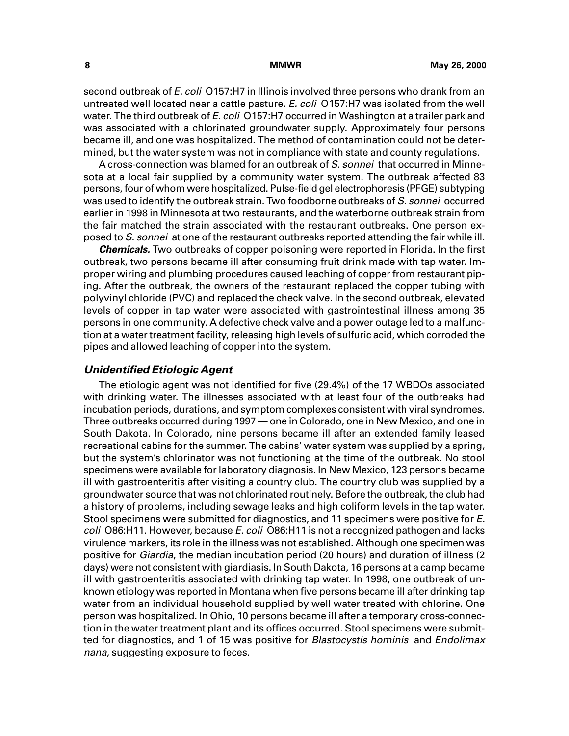second outbreak of *E. coli* O157:H7 in Illinois involved three persons who drank from an untreated well located near a cattle pasture. *E. coli* O157:H7 was isolated from the well water. The third outbreak of *E. coli* O157:H7 occurred in Washington at a trailer park and was associated with a chlorinated groundwater supply. Approximately four persons became ill, and one was hospitalized. The method of contamination could not be determined, but the water system was not in compliance with state and county regulations.

A cross-connection was blamed for an outbreak of *S. sonnei* that occurred in Minnesota at a local fair supplied by a community water system. The outbreak affected 83 persons, four of whom were hospitalized. Pulse-field gel electrophoresis (PFGE) subtyping was used to identify the outbreak strain. Two foodborne outbreaks of *S. sonnei* occurred earlier in 1998 in Minnesota at two restaurants, and the waterborne outbreak strain from the fair matched the strain associated with the restaurant outbreaks. One person exposed to *S. sonnei* at one of the restaurant outbreaks reported attending the fair while ill.

***Chemicals.*** Two outbreaks of copper poisoning were reported in Florida. In the first outbreak, two persons became ill after consuming fruit drink made with tap water. Improper wiring and plumbing procedures caused leaching of copper from restaurant piping. After the outbreak, the owners of the restaurant replaced the copper tubing with polyvinyl chloride (PVC) and replaced the check valve. In the second outbreak, elevated levels of copper in tap water were associated with gastrointestinal illness among 35 persons in one community. A defective check valve and a power outage led to a malfunction at a water treatment facility, releasing high levels of sulfuric acid, which corroded the pipes and allowed leaching of copper into the system.

### *Unidentified Etiologic Agent*

The etiologic agent was not identified for five (29.4%) of the 17 WBDOs associated with drinking water. The illnesses associated with at least four of the outbreaks had incubation periods, durations, and symptom complexes consistent with viral syndromes. Three outbreaks occurred during 1997 — one in Colorado, one in New Mexico, and one in South Dakota. In Colorado, nine persons became ill after an extended family leased recreational cabins for the summer. The cabins' water system was supplied by a spring, but the system's chlorinator was not functioning at the time of the outbreak. No stool specimens were available for laboratory diagnosis. In New Mexico, 123 persons became ill with gastroenteritis after visiting a country club. The country club was supplied by a groundwater source that was not chlorinated routinely. Before the outbreak, the club had a history of problems, including sewage leaks and high coliform levels in the tap water. Stool specimens were submitted for diagnostics, and 11 specimens were positive for *E. coli* O86:H11. However, because *E. coli* O86:H11 is not a recognized pathogen and lacks virulence markers, its role in the illness was not established. Although one specimen was positive for *Giardia*, the median incubation period (20 hours) and duration of illness (2 days) were not consistent with giardiasis. In South Dakota, 16 persons at a camp became ill with gastroenteritis associated with drinking tap water. In 1998, one outbreak of unknown etiology was reported in Montana when five persons became ill after drinking tap water from an individual household supplied by well water treated with chlorine. One person was hospitalized. In Ohio, 10 persons became ill after a temporary cross-connection in the water treatment plant and its offices occurred. Stool specimens were submitted for diagnostics, and 1 of 15 was positive for *Blastocystis hominis* and *Endolimax nana,* suggesting exposure to feces.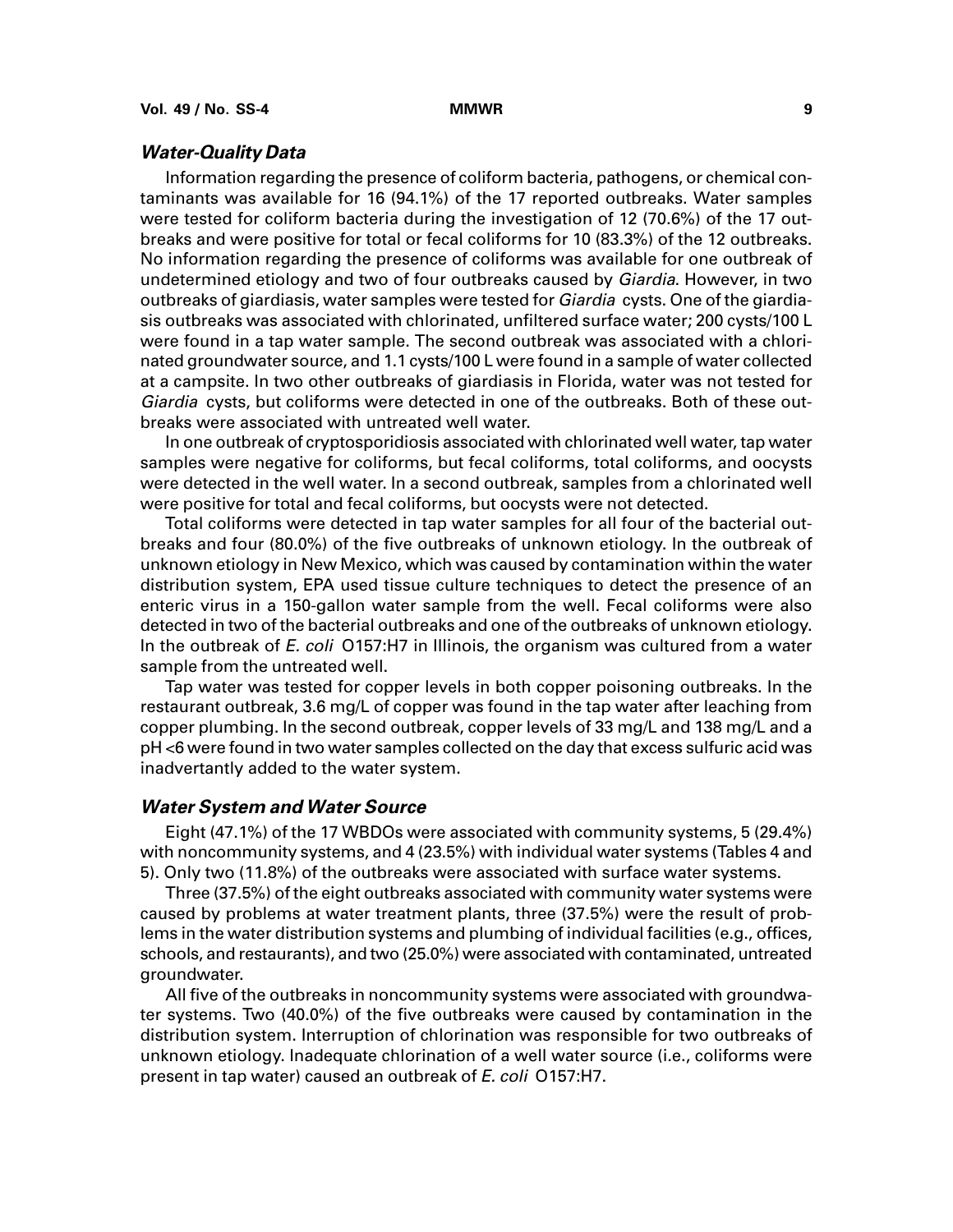### *Water-Quality Data*

Information regarding the presence of coliform bacteria, pathogens, or chemical contaminants was available for 16 (94.1%) of the 17 reported outbreaks. Water samples were tested for coliform bacteria during the investigation of 12 (70.6%) of the 17 outbreaks and were positive for total or fecal coliforms for 10 (83.3%) of the 12 outbreaks. No information regarding the presence of coliforms was available for one outbreak of undetermined etiology and two of four outbreaks caused by *Giardia*. However, in two outbreaks of giardiasis, water samples were tested for *Giardia* cysts. One of the giardiasis outbreaks was associated with chlorinated, unfiltered surface water; 200 cysts/100 L were found in a tap water sample. The second outbreak was associated with a chlorinated groundwater source, and 1.1 cysts/100 L were found in a sample of water collected at a campsite. In two other outbreaks of giardiasis in Florida, water was not tested for *Giardia* cysts, but coliforms were detected in one of the outbreaks. Both of these outbreaks were associated with untreated well water.

In one outbreak of cryptosporidiosis associated with chlorinated well water, tap water samples were negative for coliforms, but fecal coliforms, total coliforms, and oocysts were detected in the well water. In a second outbreak, samples from a chlorinated well were positive for total and fecal coliforms, but oocysts were not detected.

Total coliforms were detected in tap water samples for all four of the bacterial outbreaks and four (80.0%) of the five outbreaks of unknown etiology. In the outbreak of unknown etiology in New Mexico, which was caused by contamination within the water distribution system, EPA used tissue culture techniques to detect the presence of an enteric virus in a 150-gallon water sample from the well. Fecal coliforms were also detected in two of the bacterial outbreaks and one of the outbreaks of unknown etiology. In the outbreak of *E. coli* O157:H7 in Illinois, the organism was cultured from a water sample from the untreated well.

Tap water was tested for copper levels in both copper poisoning outbreaks. In the restaurant outbreak, 3.6 mg/L of copper was found in the tap water after leaching from copper plumbing. In the second outbreak, copper levels of 33 mg/L and 138 mg/L and a pH <6 were found in two water samples collected on the day that excess sulfuric acid was inadvertantly added to the water system.

### *Water System and Water Source*

Eight (47.1%) of the 17 WBDOs were associated with community systems, 5 (29.4%) with noncommunity systems, and 4 (23.5%) with individual water systems (Tables 4 and 5). Only two (11.8%) of the outbreaks were associated with surface water systems.

Three (37.5%) of the eight outbreaks associated with community water systems were caused by problems at water treatment plants, three (37.5%) were the result of problems in the water distribution systems and plumbing of individual facilities (e.g., offices, schools, and restaurants), and two (25.0%) were associated with contaminated, untreated groundwater.

All five of the outbreaks in noncommunity systems were associated with groundwater systems. Two (40.0%) of the five outbreaks were caused by contamination in the distribution system. Interruption of chlorination was responsible for two outbreaks of unknown etiology. Inadequate chlorination of a well water source (i.e., coliforms were present in tap water) caused an outbreak of *E. coli* O157:H7.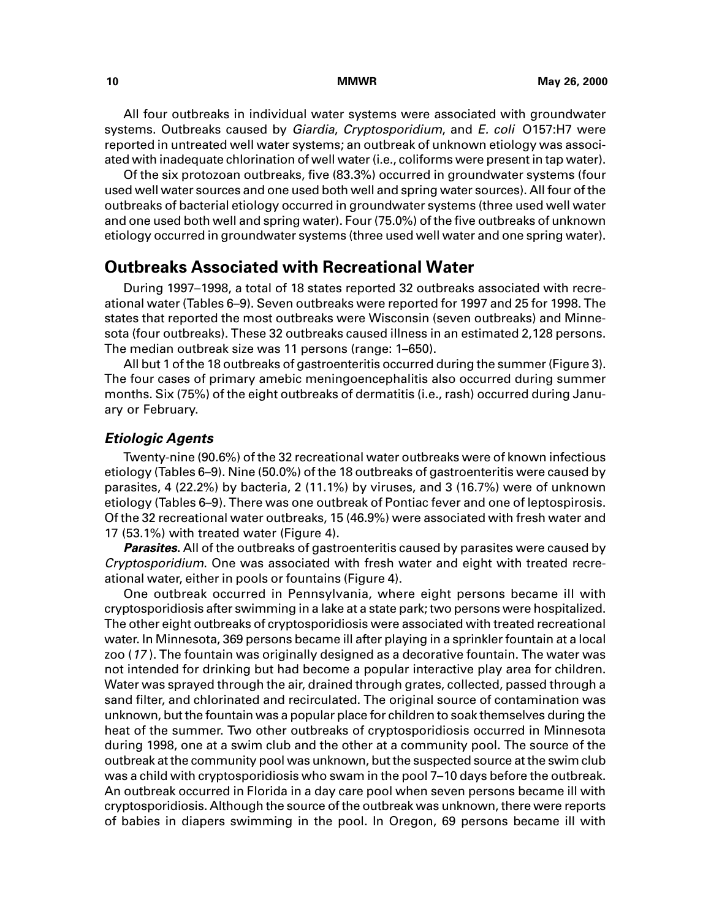All four outbreaks in individual water systems were associated with groundwater systems. Outbreaks caused by *Giardia*, *Cryptosporidium*, and *E. coli* O157:H7 were reported in untreated well water systems; an outbreak of unknown etiology was associated with inadequate chlorination of well water (i.e., coliforms were present in tap water).

Of the six protozoan outbreaks, five (83.3%) occurred in groundwater systems (four used well water sources and one used both well and spring water sources). All four of the outbreaks of bacterial etiology occurred in groundwater systems (three used well water and one used both well and spring water). Four (75.0%) of the five outbreaks of unknown etiology occurred in groundwater systems (three used well water and one spring water).

## Outbreaks Associated with Recreational Water

During 1997–1998, a total of 18 states reported 32 outbreaks associated with recreational water (Tables 6–9). Seven outbreaks were reported for 1997 and 25 for 1998. The states that reported the most outbreaks were Wisconsin (seven outbreaks) and Minnesota (four outbreaks). These 32 outbreaks caused illness in an estimated 2,128 persons. The median outbreak size was 11 persons (range: 1–650).

All but 1 of the 18 outbreaks of gastroenteritis occurred during the summer (Figure 3). The four cases of primary amebic meningoencephalitis also occurred during summer months. Six (75%) of the eight outbreaks of dermatitis (i.e., rash) occurred during January or February.

### *Etiologic Agents*

Twenty-nine (90.6%) of the 32 recreational water outbreaks were of known infectious etiology (Tables 6–9). Nine (50.0%) of the 18 outbreaks of gastroenteritis were caused by parasites, 4 (22.2%) by bacteria, 2 (11.1%) by viruses, and 3 (16.7%) were of unknown etiology (Tables 6–9). There was one outbreak of Pontiac fever and one of leptospirosis. Of the 32 recreational water outbreaks, 15 (46.9%) were associated with fresh water and 17 (53.1%) with treated water (Figure 4).

***Parasites.*** All of the outbreaks of gastroenteritis caused by parasites were caused by *Cryptosporidium*. One was associated with fresh water and eight with treated recreational water, either in pools or fountains (Figure 4).

One outbreak occurred in Pennsylvania, where eight persons became ill with cryptosporidiosis after swimming in a lake at a state park; two persons were hospitalized. The other eight outbreaks of cryptosporidiosis were associated with treated recreational water. In Minnesota, 369 persons became ill after playing in a sprinkler fountain at a local zoo (*17*). The fountain was originally designed as a decorative fountain. The water was not intended for drinking but had become a popular interactive play area for children. Water was sprayed through the air, drained through grates, collected, passed through a sand filter, and chlorinated and recirculated. The original source of contamination was unknown, but the fountain was a popular place for children to soak themselves during the heat of the summer. Two other outbreaks of cryptosporidiosis occurred in Minnesota during 1998, one at a swim club and the other at a community pool. The source of the outbreak at the community pool was unknown, but the suspected source at the swim club was a child with cryptosporidiosis who swam in the pool 7–10 days before the outbreak. An outbreak occurred in Florida in a day care pool when seven persons became ill with cryptosporidiosis. Although the source of the outbreak was unknown, there were reports of babies in diapers swimming in the pool. In Oregon, 69 persons became ill with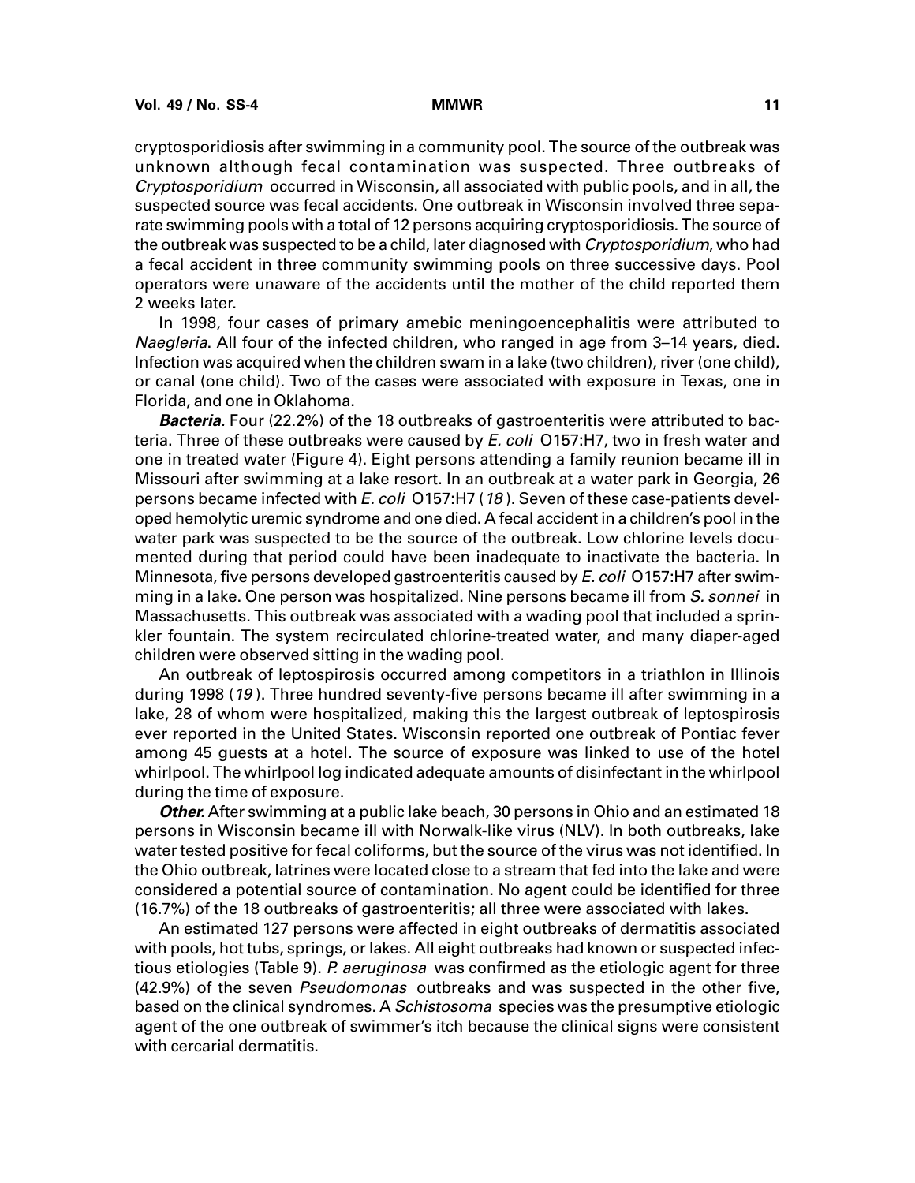cryptosporidiosis after swimming in a community pool. The source of the outbreak was unknown although fecal contamination was suspected. Three outbreaks of *Cryptosporidium* occurred in Wisconsin, all associated with public pools, and in all, the suspected source was fecal accidents. One outbreak in Wisconsin involved three separate swimming pools with a total of 12 persons acquiring cryptosporidiosis. The source of the outbreak was suspected to be a child, later diagnosed with *Cryptosporidium*, who had a fecal accident in three community swimming pools on three successive days. Pool operators were unaware of the accidents until the mother of the child reported them 2 weeks later.

In 1998, four cases of primary amebic meningoencephalitis were attributed to *Naegleria*. All four of the infected children, who ranged in age from 3–14 years, died. Infection was acquired when the children swam in a lake (two children), river (one child), or canal (one child). Two of the cases were associated with exposure in Texas, one in Florida, and one in Oklahoma.

***Bacteria.*** Four (22.2%) of the 18 outbreaks of gastroenteritis were attributed to bacteria. Three of these outbreaks were caused by *E. coli* O157:H7, two in fresh water and one in treated water (Figure 4). Eight persons attending a family reunion became ill in Missouri after swimming at a lake resort. In an outbreak at a water park in Georgia, 26 persons became infected with *E. coli* O157:H7 (*18*). Seven of these case-patients developed hemolytic uremic syndrome and one died. A fecal accident in a children's pool in the water park was suspected to be the source of the outbreak. Low chlorine levels documented during that period could have been inadequate to inactivate the bacteria. In Minnesota, five persons developed gastroenteritis caused by *E. coli* O157:H7 after swimming in a lake. One person was hospitalized. Nine persons became ill from *S. sonnei* in Massachusetts. This outbreak was associated with a wading pool that included a sprinkler fountain. The system recirculated chlorine-treated water, and many diaper-aged children were observed sitting in the wading pool.

An outbreak of leptospirosis occurred among competitors in a triathlon in Illinois during 1998 (*19*). Three hundred seventy-five persons became ill after swimming in a lake, 28 of whom were hospitalized, making this the largest outbreak of leptospirosis ever reported in the United States. Wisconsin reported one outbreak of Pontiac fever among 45 guests at a hotel. The source of exposure was linked to use of the hotel whirlpool. The whirlpool log indicated adequate amounts of disinfectant in the whirlpool during the time of exposure.

***Other.*** After swimming at a public lake beach, 30 persons in Ohio and an estimated 18 persons in Wisconsin became ill with Norwalk-like virus (NLV). In both outbreaks, lake water tested positive for fecal coliforms, but the source of the virus was not identified. In the Ohio outbreak, latrines were located close to a stream that fed into the lake and were considered a potential source of contamination. No agent could be identified for three (16.7%) of the 18 outbreaks of gastroenteritis; all three were associated with lakes.

An estimated 127 persons were affected in eight outbreaks of dermatitis associated with pools, hot tubs, springs, or lakes. All eight outbreaks had known or suspected infectious etiologies (Table 9). *P. aeruginosa* was confirmed as the etiologic agent for three (42.9%) of the seven *Pseudomonas* outbreaks and was suspected in the other five, based on the clinical syndromes. A *Schistosoma* species was the presumptive etiologic agent of the one outbreak of swimmer's itch because the clinical signs were consistent with cercarial dermatitis.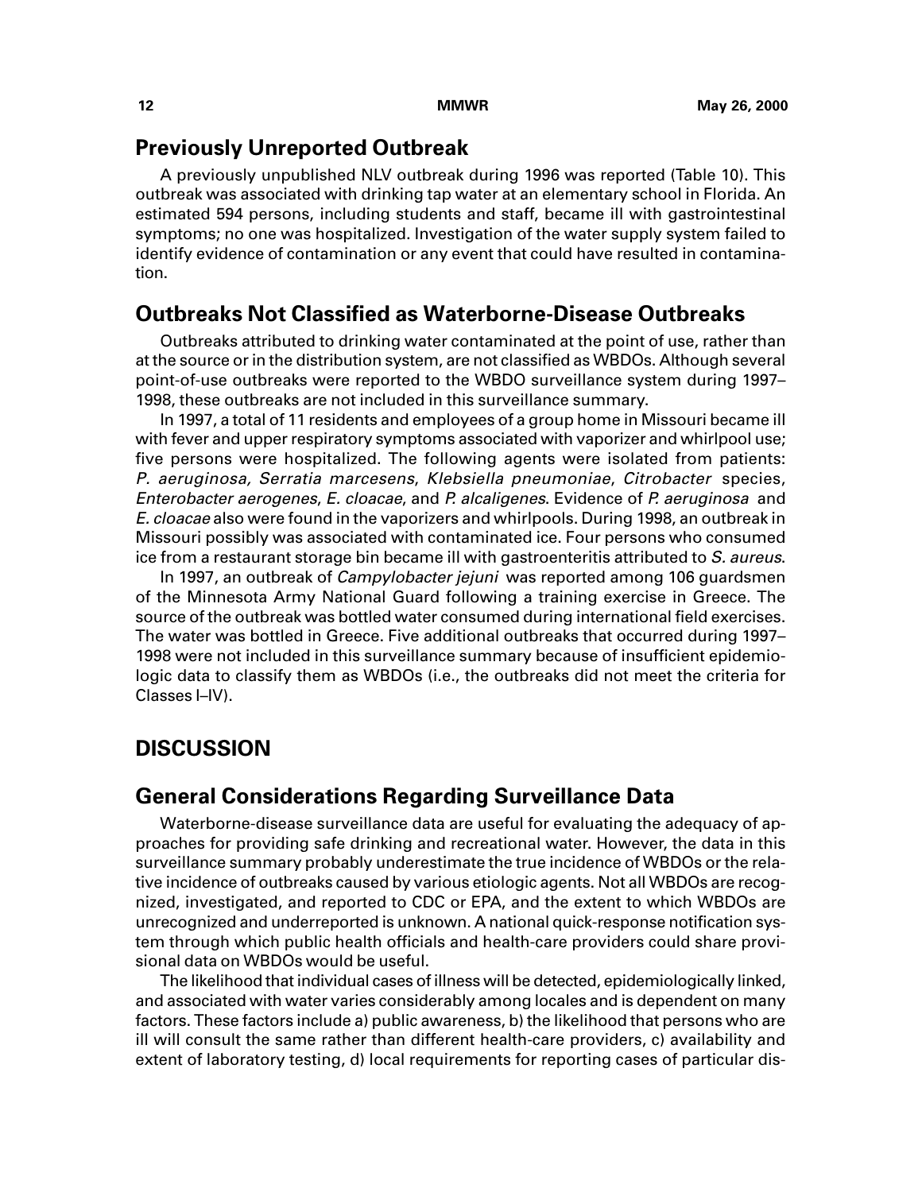## Previously Unreported Outbreak

A previously unpublished NLV outbreak during 1996 was reported (Table 10). This outbreak was associated with drinking tap water at an elementary school in Florida. An estimated 594 persons, including students and staff, became ill with gastrointestinal symptoms; no one was hospitalized. Investigation of the water supply system failed to identify evidence of contamination or any event that could have resulted in contamination.

## Outbreaks Not Classified as Waterborne-Disease Outbreaks

Outbreaks attributed to drinking water contaminated at the point of use, rather than at the source or in the distribution system, are not classified as WBDOs. Although several point-of-use outbreaks were reported to the WBDO surveillance system during 1997–1998, these outbreaks are not included in this surveillance summary.

In 1997, a total of 11 residents and employees of a group home in Missouri became ill with fever and upper respiratory symptoms associated with vaporizer and whirlpool use; five persons were hospitalized. The following agents were isolated from patients: *P. aeruginosa, Serratia marcesens*, *Klebsiella pneumoniae*, *Citrobacter* species, *Enterobacter aerogenes*, *E. cloacae*, and *P. alcaligenes*. Evidence of *P. aeruginosa* and *E. cloacae* also were found in the vaporizers and whirlpools. During 1998, an outbreak in Missouri possibly was associated with contaminated ice. Four persons who consumed ice from a restaurant storage bin became ill with gastroenteritis attributed to *S. aureus*.

In 1997, an outbreak of *Campylobacter jejuni* was reported among 106 guardsmen of the Minnesota Army National Guard following a training exercise in Greece. The source of the outbreak was bottled water consumed during international field exercises. The water was bottled in Greece. Five additional outbreaks that occurred during 1997–1998 were not included in this surveillance summary because of insufficient epidemiologic data to classify them as WBDOs (i.e., the outbreaks did not meet the criteria for Classes I–IV).

# DISCUSSION

## General Considerations Regarding Surveillance Data

Waterborne-disease surveillance data are useful for evaluating the adequacy of approaches for providing safe drinking and recreational water. However, the data in this surveillance summary probably underestimate the true incidence of WBDOs or the relative incidence of outbreaks caused by various etiologic agents. Not all WBDOs are recognized, investigated, and reported to CDC or EPA, and the extent to which WBDOs are unrecognized and underreported is unknown. A national quick-response notification system through which public health officials and health-care providers could share provisional data on WBDOs would be useful.

The likelihood that individual cases of illness will be detected, epidemiologically linked, and associated with water varies considerably among locales and is dependent on many factors. These factors include a) public awareness, b) the likelihood that persons who are ill will consult the same rather than different health-care providers, c) availability and extent of laboratory testing, d) local requirements for reporting cases of particular dis-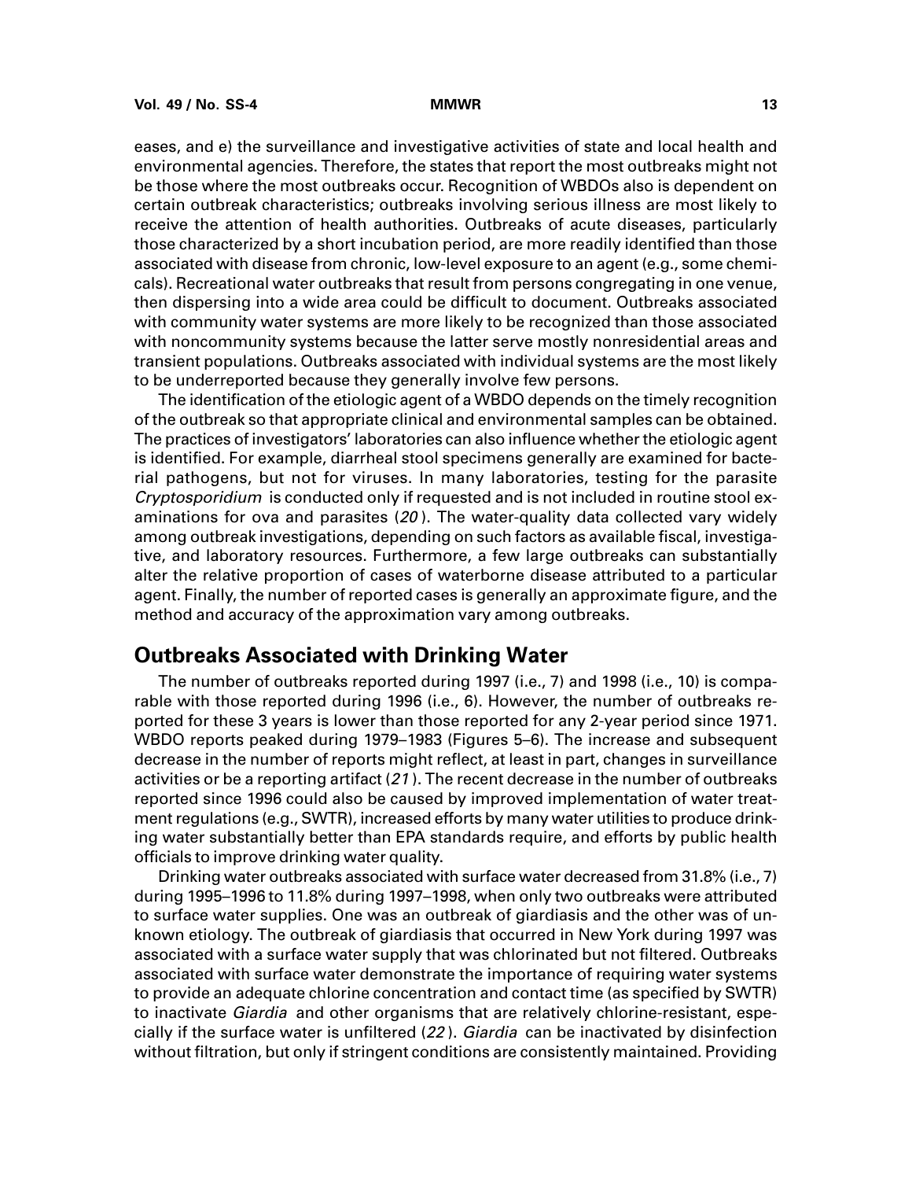eases, and e) the surveillance and investigative activities of state and local health and environmental agencies. Therefore, the states that report the most outbreaks might not be those where the most outbreaks occur. Recognition of WBDOs also is dependent on certain outbreak characteristics; outbreaks involving serious illness are most likely to receive the attention of health authorities. Outbreaks of acute diseases, particularly those characterized by a short incubation period, are more readily identified than those associated with disease from chronic, low-level exposure to an agent (e.g., some chemicals). Recreational water outbreaks that result from persons congregating in one venue, then dispersing into a wide area could be difficult to document. Outbreaks associated with community water systems are more likely to be recognized than those associated with noncommunity systems because the latter serve mostly nonresidential areas and transient populations. Outbreaks associated with individual systems are the most likely to be underreported because they generally involve few persons.

The identification of the etiologic agent of a WBDO depends on the timely recognition of the outbreak so that appropriate clinical and environmental samples can be obtained. The practices of investigators' laboratories can also influence whether the etiologic agent is identified. For example, diarrheal stool specimens generally are examined for bacterial pathogens, but not for viruses. In many laboratories, testing for the parasite *Cryptosporidium* is conducted only if requested and is not included in routine stool examinations for ova and parasites (*20*). The water-quality data collected vary widely among outbreak investigations, depending on such factors as available fiscal, investigative, and laboratory resources. Furthermore, a few large outbreaks can substantially alter the relative proportion of cases of waterborne disease attributed to a particular agent. Finally, the number of reported cases is generally an approximate figure, and the method and accuracy of the approximation vary among outbreaks.

## Outbreaks Associated with Drinking Water

The number of outbreaks reported during 1997 (i.e., 7) and 1998 (i.e., 10) is comparable with those reported during 1996 (i.e., 6). However, the number of outbreaks reported for these 3 years is lower than those reported for any 2-year period since 1971. WBDO reports peaked during 1979–1983 (Figures 5–6). The increase and subsequent decrease in the number of reports might reflect, at least in part, changes in surveillance activities or be a reporting artifact (*21*). The recent decrease in the number of outbreaks reported since 1996 could also be caused by improved implementation of water treatment regulations (e.g., SWTR), increased efforts by many water utilities to produce drinking water substantially better than EPA standards require, and efforts by public health officials to improve drinking water quality.

Drinking water outbreaks associated with surface water decreased from 31.8% (i.e., 7) during 1995–1996 to 11.8% during 1997–1998, when only two outbreaks were attributed to surface water supplies. One was an outbreak of giardiasis and the other was of unknown etiology. The outbreak of giardiasis that occurred in New York during 1997 was associated with a surface water supply that was chlorinated but not filtered. Outbreaks associated with surface water demonstrate the importance of requiring water systems to provide an adequate chlorine concentration and contact time (as specified by SWTR) to inactivate *Giardia* and other organisms that are relatively chlorine-resistant, especially if the surface water is unfiltered (*22*). *Giardia* can be inactivated by disinfection without filtration, but only if stringent conditions are consistently maintained. Providing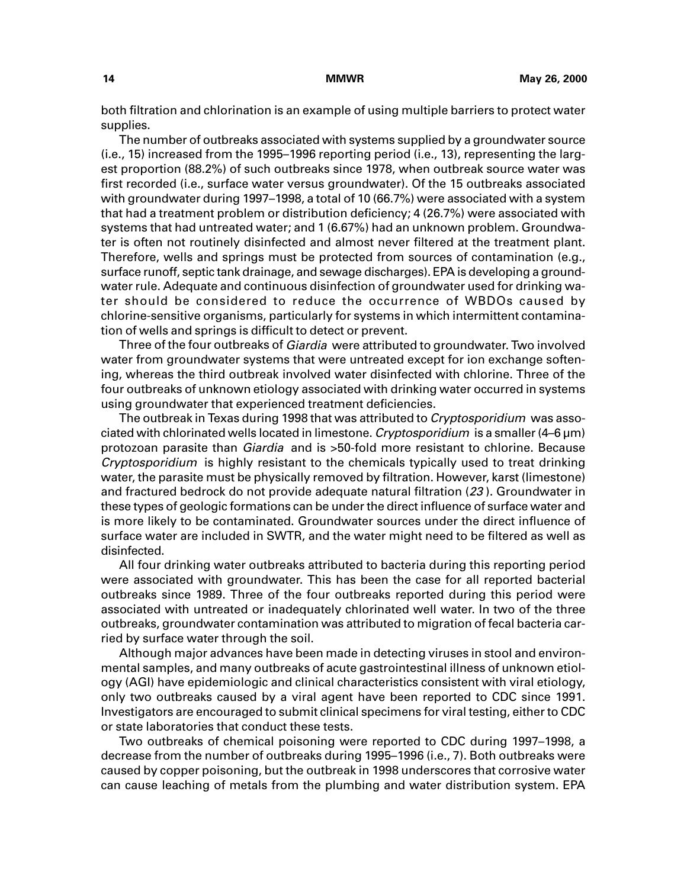both filtration and chlorination is an example of using multiple barriers to protect water supplies.

The number of outbreaks associated with systems supplied by a groundwater source (i.e., 15) increased from the 1995–1996 reporting period (i.e., 13), representing the largest proportion (88.2%) of such outbreaks since 1978, when outbreak source water was first recorded (i.e., surface water versus groundwater). Of the 15 outbreaks associated with groundwater during 1997–1998, a total of 10 (66.7%) were associated with a system that had a treatment problem or distribution deficiency; 4 (26.7%) were associated with systems that had untreated water; and 1 (6.67%) had an unknown problem. Groundwater is often not routinely disinfected and almost never filtered at the treatment plant. Therefore, wells and springs must be protected from sources of contamination (e.g., surface runoff, septic tank drainage, and sewage discharges). EPA is developing a groundwater rule. Adequate and continuous disinfection of groundwater used for drinking water should be considered to reduce the occurrence of WBDOs caused by chlorine-sensitive organisms, particularly for systems in which intermittent contamination of wells and springs is difficult to detect or prevent.

Three of the four outbreaks of *Giardia* were attributed to groundwater. Two involved water from groundwater systems that were untreated except for ion exchange softening, whereas the third outbreak involved water disinfected with chlorine. Three of the four outbreaks of unknown etiology associated with drinking water occurred in systems using groundwater that experienced treatment deficiencies.

The outbreak in Texas during 1998 that was attributed to *Cryptosporidium* was associated with chlorinated wells located in limestone. *Cryptosporidium* is a smaller (4–6 µm) protozoan parasite than *Giardia* and is >50-fold more resistant to chlorine. Because *Cryptosporidium* is highly resistant to the chemicals typically used to treat drinking water, the parasite must be physically removed by filtration. However, karst (limestone) and fractured bedrock do not provide adequate natural filtration (*23*). Groundwater in these types of geologic formations can be under the direct influence of surface water and is more likely to be contaminated. Groundwater sources under the direct influence of surface water are included in SWTR, and the water might need to be filtered as well as disinfected.

All four drinking water outbreaks attributed to bacteria during this reporting period were associated with groundwater. This has been the case for all reported bacterial outbreaks since 1989. Three of the four outbreaks reported during this period were associated with untreated or inadequately chlorinated well water. In two of the three outbreaks, groundwater contamination was attributed to migration of fecal bacteria carried by surface water through the soil.

Although major advances have been made in detecting viruses in stool and environmental samples, and many outbreaks of acute gastrointestinal illness of unknown etiology (AGI) have epidemiologic and clinical characteristics consistent with viral etiology, only two outbreaks caused by a viral agent have been reported to CDC since 1991. Investigators are encouraged to submit clinical specimens for viral testing, either to CDC or state laboratories that conduct these tests.

Two outbreaks of chemical poisoning were reported to CDC during 1997–1998, a decrease from the number of outbreaks during 1995–1996 (i.e., 7). Both outbreaks were caused by copper poisoning, but the outbreak in 1998 underscores that corrosive water can cause leaching of metals from the plumbing and water distribution system. EPA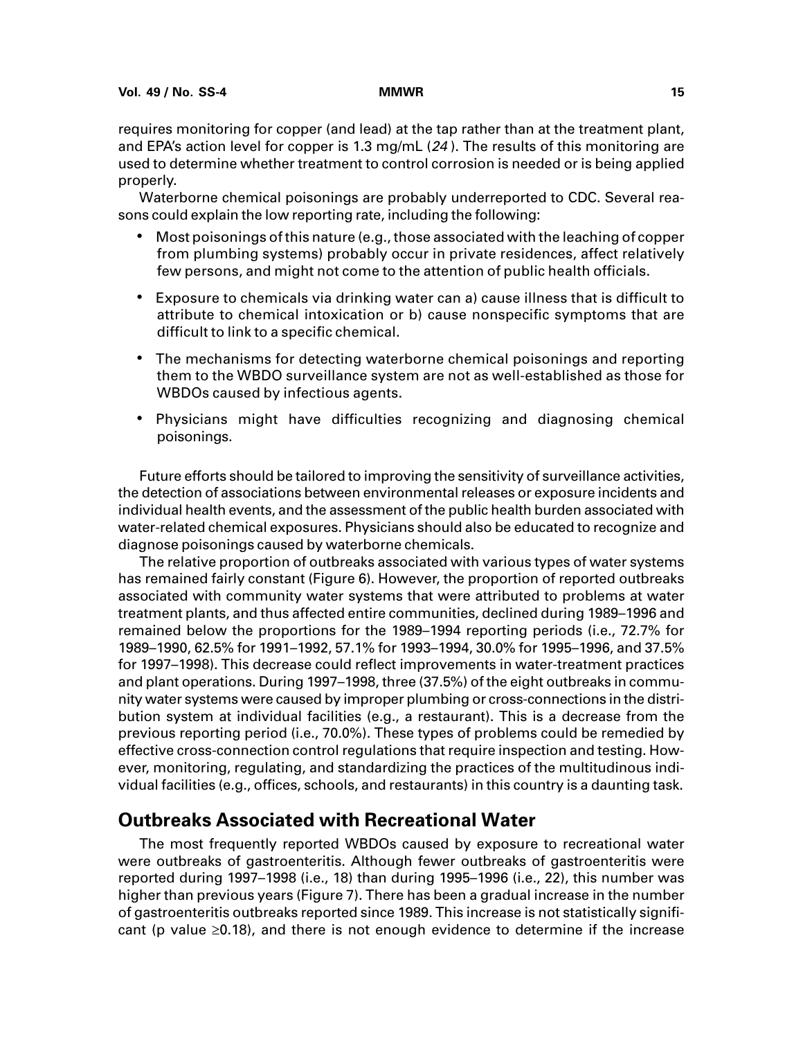requires monitoring for copper (and lead) at the tap rather than at the treatment plant, and EPA's action level for copper is 1.3 mg/mL (*24*). The results of this monitoring are used to determine whether treatment to control corrosion is needed or is being applied properly.

Waterborne chemical poisonings are probably underreported to CDC. Several reasons could explain the low reporting rate, including the following:

- Most poisonings of this nature (e.g., those associated with the leaching of copper from plumbing systems) probably occur in private residences, affect relatively few persons, and might not come to the attention of public health officials.
- Exposure to chemicals via drinking water can a) cause illness that is difficult to attribute to chemical intoxication or b) cause nonspecific symptoms that are difficult to link to a specific chemical.
- The mechanisms for detecting waterborne chemical poisonings and reporting them to the WBDO surveillance system are not as well-established as those for WBDOs caused by infectious agents.
- Physicians might have difficulties recognizing and diagnosing chemical poisonings.

Future efforts should be tailored to improving the sensitivity of surveillance activities, the detection of associations between environmental releases or exposure incidents and individual health events, and the assessment of the public health burden associated with water-related chemical exposures. Physicians should also be educated to recognize and diagnose poisonings caused by waterborne chemicals.

The relative proportion of outbreaks associated with various types of water systems has remained fairly constant (Figure 6). However, the proportion of reported outbreaks associated with community water systems that were attributed to problems at water treatment plants, and thus affected entire communities, declined during 1989–1996 and remained below the proportions for the 1989–1994 reporting periods (i.e., 72.7% for 1989–1990, 62.5% for 1991–1992, 57.1% for 1993–1994, 30.0% for 1995–1996, and 37.5% for 1997–1998). This decrease could reflect improvements in water-treatment practices and plant operations. During 1997–1998, three (37.5%) of the eight outbreaks in community water systems were caused by improper plumbing or cross-connections in the distribution system at individual facilities (e.g., a restaurant). This is a decrease from the previous reporting period (i.e., 70.0%). These types of problems could be remedied by effective cross-connection control regulations that require inspection and testing. However, monitoring, regulating, and standardizing the practices of the multitudinous individual facilities (e.g., offices, schools, and restaurants) in this country is a daunting task.

## Outbreaks Associated with Recreational Water

The most frequently reported WBDOs caused by exposure to recreational water were outbreaks of gastroenteritis. Although fewer outbreaks of gastroenteritis were reported during 1997–1998 (i.e., 18) than during 1995–1996 (i.e., 22), this number was higher than previous years (Figure 7). There has been a gradual increase in the number of gastroenteritis outbreaks reported since 1989. This increase is not statistically significant (p value $\geq$0.18), and there is not enough evidence to determine if the increase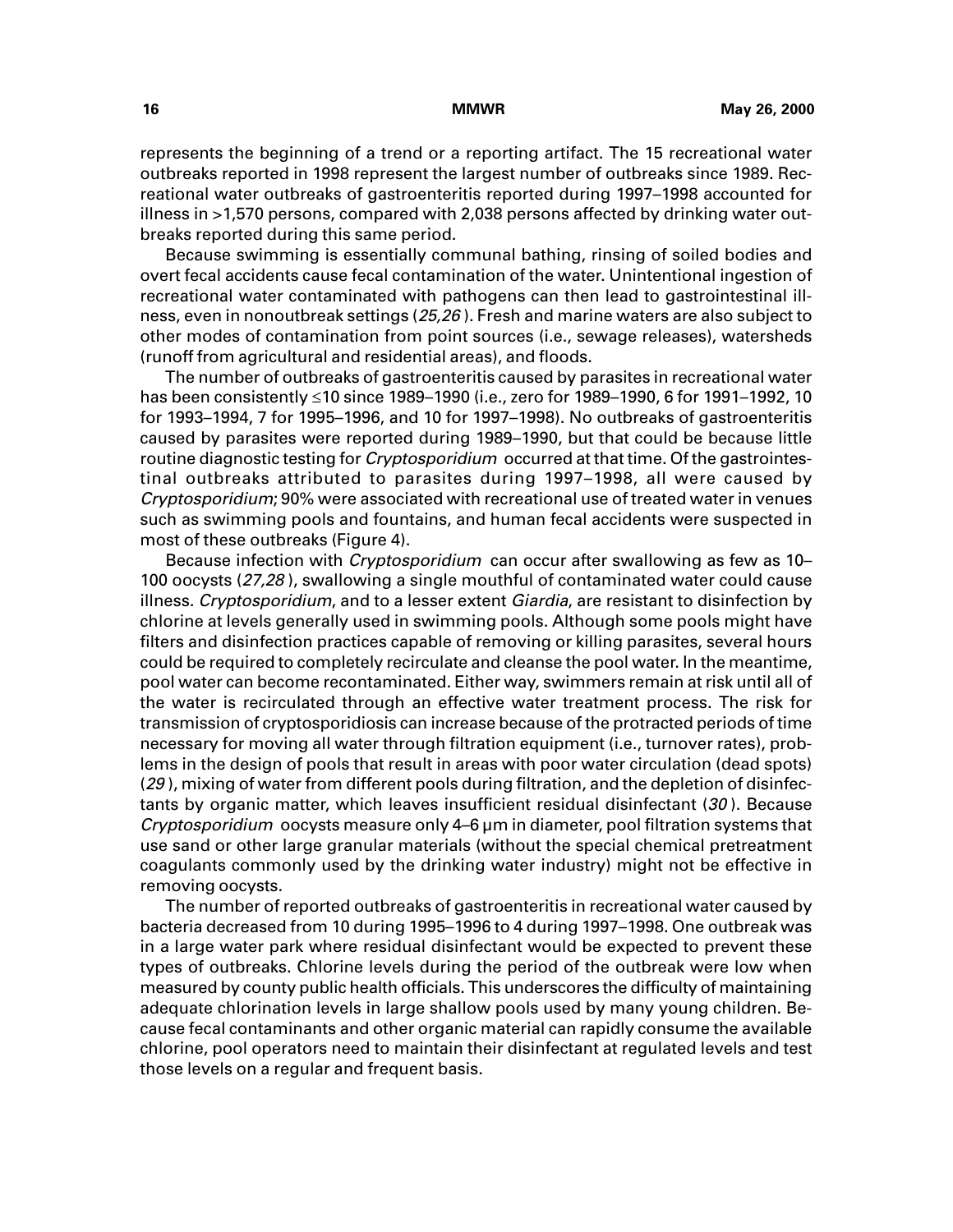represents the beginning of a trend or a reporting artifact. The 15 recreational water outbreaks reported in 1998 represent the largest number of outbreaks since 1989. Recreational water outbreaks of gastroenteritis reported during 1997–1998 accounted for illness in >1,570 persons, compared with 2,038 persons affected by drinking water outbreaks reported during this same period.

Because swimming is essentially communal bathing, rinsing of soiled bodies and overt fecal accidents cause fecal contamination of the water. Unintentional ingestion of recreational water contaminated with pathogens can then lead to gastrointestinal illness, even in nonoutbreak settings (*25,26*). Fresh and marine waters are also subject to other modes of contamination from point sources (i.e., sewage releases), watersheds (runoff from agricultural and residential areas), and floods.

The number of outbreaks of gastroenteritis caused by parasites in recreational water has been consistently ≤10 since 1989–1990 (i.e., zero for 1989–1990, 6 for 1991–1992, 10 for 1993–1994, 7 for 1995–1996, and 10 for 1997–1998). No outbreaks of gastroenteritis caused by parasites were reported during 1989–1990, but that could be because little routine diagnostic testing for *Cryptosporidium* occurred at that time. Of the gastrointestinal outbreaks attributed to parasites during 1997–1998, all were caused by *Cryptosporidium*; 90% were associated with recreational use of treated water in venues such as swimming pools and fountains, and human fecal accidents were suspected in most of these outbreaks (Figure 4).

Because infection with *Cryptosporidium* can occur after swallowing as few as 10–100 oocysts (*27,28*), swallowing a single mouthful of contaminated water could cause illness. *Cryptosporidium*, and to a lesser extent *Giardia*, are resistant to disinfection by chlorine at levels generally used in swimming pools. Although some pools might have filters and disinfection practices capable of removing or killing parasites, several hours could be required to completely recirculate and cleanse the pool water. In the meantime, pool water can become recontaminated. Either way, swimmers remain at risk until all of the water is recirculated through an effective water treatment process. The risk for transmission of cryptosporidiosis can increase because of the protracted periods of time necessary for moving all water through filtration equipment (i.e., turnover rates), problems in the design of pools that result in areas with poor water circulation (dead spots) (*29*), mixing of water from different pools during filtration, and the depletion of disinfectants by organic matter, which leaves insufficient residual disinfectant (*30*). Because *Cryptosporidium* oocysts measure only 4–6 µm in diameter, pool filtration systems that use sand or other large granular materials (without the special chemical pretreatment coagulants commonly used by the drinking water industry) might not be effective in removing oocysts.

The number of reported outbreaks of gastroenteritis in recreational water caused by bacteria decreased from 10 during 1995–1996 to 4 during 1997–1998. One outbreak was in a large water park where residual disinfectant would be expected to prevent these types of outbreaks. Chlorine levels during the period of the outbreak were low when measured by county public health officials. This underscores the difficulty of maintaining adequate chlorination levels in large shallow pools used by many young children. Because fecal contaminants and other organic material can rapidly consume the available chlorine, pool operators need to maintain their disinfectant at regulated levels and test those levels on a regular and frequent basis.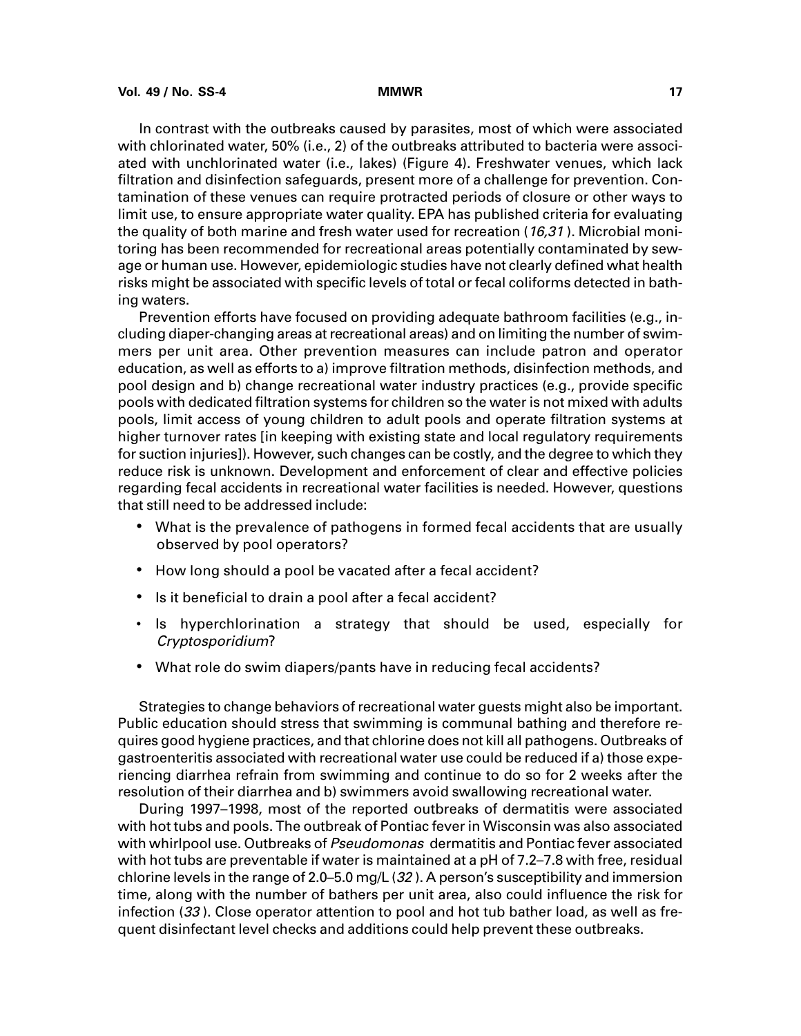In contrast with the outbreaks caused by parasites, most of which were associated with chlorinated water, 50% (i.e., 2) of the outbreaks attributed to bacteria were associated with unchlorinated water (i.e., lakes) (Figure 4). Freshwater venues, which lack filtration and disinfection safeguards, present more of a challenge for prevention. Contamination of these venues can require protracted periods of closure or other ways to limit use, to ensure appropriate water quality. EPA has published criteria for evaluating the quality of both marine and fresh water used for recreation (*16,31*). Microbial monitoring has been recommended for recreational areas potentially contaminated by sewage or human use. However, epidemiologic studies have not clearly defined what health risks might be associated with specific levels of total or fecal coliforms detected in bathing waters.

Prevention efforts have focused on providing adequate bathroom facilities (e.g., including diaper-changing areas at recreational areas) and on limiting the number of swimmers per unit area. Other prevention measures can include patron and operator education, as well as efforts to a) improve filtration methods, disinfection methods, and pool design and b) change recreational water industry practices (e.g., provide specific pools with dedicated filtration systems for children so the water is not mixed with adults pools, limit access of young children to adult pools and operate filtration systems at higher turnover rates [in keeping with existing state and local regulatory requirements for suction injuries]). However, such changes can be costly, and the degree to which they reduce risk is unknown. Development and enforcement of clear and effective policies regarding fecal accidents in recreational water facilities is needed. However, questions that still need to be addressed include:

- What is the prevalence of pathogens in formed fecal accidents that are usually observed by pool operators?
- How long should a pool be vacated after a fecal accident?
- Is it beneficial to drain a pool after a fecal accident?
- Is hyperchlorination a strategy that should be used, especially for *Cryptosporidium*?
- What role do swim diapers/pants have in reducing fecal accidents?

Strategies to change behaviors of recreational water guests might also be important. Public education should stress that swimming is communal bathing and therefore requires good hygiene practices, and that chlorine does not kill all pathogens. Outbreaks of gastroenteritis associated with recreational water use could be reduced if a) those experiencing diarrhea refrain from swimming and continue to do so for 2 weeks after the resolution of their diarrhea and b) swimmers avoid swallowing recreational water.

During 1997–1998, most of the reported outbreaks of dermatitis were associated with hot tubs and pools. The outbreak of Pontiac fever in Wisconsin was also associated with whirlpool use. Outbreaks of *Pseudomonas* dermatitis and Pontiac fever associated with hot tubs are preventable if water is maintained at a pH of 7.2–7.8 with free, residual chlorine levels in the range of 2.0–5.0 mg/L (*32*). A person's susceptibility and immersion time, along with the number of bathers per unit area, also could influence the risk for infection (*33*). Close operator attention to pool and hot tub bather load, as well as frequent disinfectant level checks and additions could help prevent these outbreaks.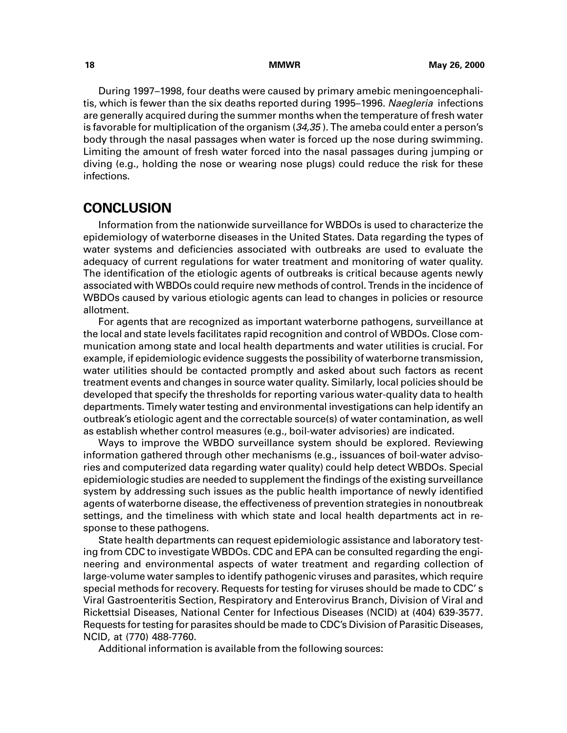During 1997–1998, four deaths were caused by primary amebic meningoencephalitis, which is fewer than the six deaths reported during 1995–1996. *Naegleria* infections are generally acquired during the summer months when the temperature of fresh water is favorable for multiplication of the organism (*34,35*). The ameba could enter a person's body through the nasal passages when water is forced up the nose during swimming. Limiting the amount of fresh water forced into the nasal passages during jumping or diving (e.g., holding the nose or wearing nose plugs) could reduce the risk for these infections.

## CONCLUSION

Information from the nationwide surveillance for WBDOs is used to characterize the epidemiology of waterborne diseases in the United States. Data regarding the types of water systems and deficiencies associated with outbreaks are used to evaluate the adequacy of current regulations for water treatment and monitoring of water quality. The identification of the etiologic agents of outbreaks is critical because agents newly associated with WBDOs could require new methods of control. Trends in the incidence of WBDOs caused by various etiologic agents can lead to changes in policies or resource allotment.

For agents that are recognized as important waterborne pathogens, surveillance at the local and state levels facilitates rapid recognition and control of WBDOs. Close communication among state and local health departments and water utilities is crucial. For example, if epidemiologic evidence suggests the possibility of waterborne transmission, water utilities should be contacted promptly and asked about such factors as recent treatment events and changes in source water quality. Similarly, local policies should be developed that specify the thresholds for reporting various water-quality data to health departments. Timely water testing and environmental investigations can help identify an outbreak's etiologic agent and the correctable source(s) of water contamination, as well as establish whether control measures (e.g., boil-water advisories) are indicated.

Ways to improve the WBDO surveillance system should be explored. Reviewing information gathered through other mechanisms (e.g., issuances of boil-water advisories and computerized data regarding water quality) could help detect WBDOs. Special epidemiologic studies are needed to supplement the findings of the existing surveillance system by addressing such issues as the public health importance of newly identified agents of waterborne disease, the effectiveness of prevention strategies in nonoutbreak settings, and the timeliness with which state and local health departments act in response to these pathogens.

State health departments can request epidemiologic assistance and laboratory testing from CDC to investigate WBDOs. CDC and EPA can be consulted regarding the engineering and environmental aspects of water treatment and regarding collection of large-volume water samples to identify pathogenic viruses and parasites, which require special methods for recovery. Requests for testing for viruses should be made to CDC's Viral Gastroenteritis Section, Respiratory and Enterovirus Branch, Division of Viral and Rickettsial Diseases, National Center for Infectious Diseases (NCID) at (404) 639-3577. Requests for testing for parasites should be made to CDC's Division of Parasitic Diseases, NCID, at (770) 488-7760.

Additional information is available from the following sources: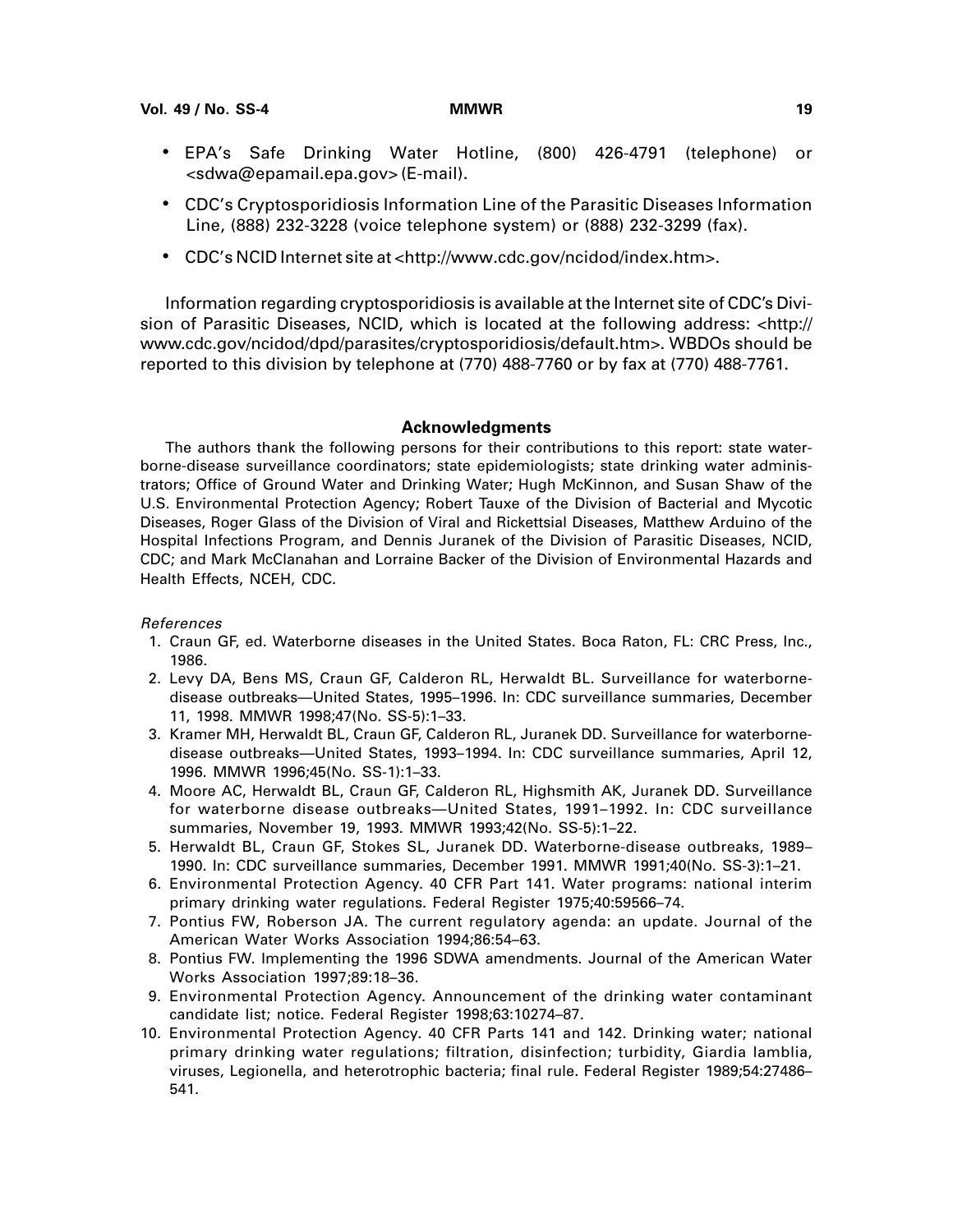- EPA's Safe Drinking Water Hotline, (800) 426-4791 (telephone) or <sdwa@epamail.epa.gov> (E-mail).
- CDC's Cryptosporidiosis Information Line of the Parasitic Diseases Information Line, (888) 232-3228 (voice telephone system) or (888) 232-3299 (fax).
- CDC's NCID Internet site at <http://www.cdc.gov/ncidod/index.htm>.

Information regarding cryptosporidiosis is available at the Internet site of CDC's Division of Parasitic Diseases, NCID, which is located at the following address: <http://www.cdc.gov/ncidod/dpd/parasites/cryptosporidiosis/default.htm>. WBDOs should be reported to this division by telephone at (770) 488-7760 or by fax at (770) 488-7761.

### Acknowledgments

The authors thank the following persons for their contributions to this report: state waterborne-disease surveillance coordinators; state epidemiologists; state drinking water administrators; Office of Ground Water and Drinking Water; Hugh McKinnon, and Susan Shaw of the U.S. Environmental Protection Agency; Robert Tauxe of the Division of Bacterial and Mycotic Diseases, Roger Glass of the Division of Viral and Rickettsial Diseases, Matthew Arduino of the Hospital Infections Program, and Dennis Juranek of the Division of Parasitic Diseases, NCID, CDC; and Mark McClanahan and Lorraine Backer of the Division of Environmental Hazards and Health Effects, NCEH, CDC.

*References*

1. Craun GF, ed. Waterborne diseases in the United States. Boca Raton, FL: CRC Press, Inc., 1986.
2. Levy DA, Bens MS, Craun GF, Calderon RL, Herwaldt BL. Surveillance for waterborne-disease outbreaks—United States, 1995–1996. In: CDC surveillance summaries, December 11, 1998. MMWR 1998;47(No. SS-5):1–33.
3. Kramer MH, Herwaldt BL, Craun GF, Calderon RL, Juranek DD. Surveillance for waterborne-disease outbreaks—United States, 1993–1994. In: CDC surveillance summaries, April 12, 1996. MMWR 1996;45(No. SS-1):1–33.
4. Moore AC, Herwaldt BL, Craun GF, Calderon RL, Highsmith AK, Juranek DD. Surveillance for waterborne disease outbreaks—United States, 1991–1992. In: CDC surveillance summaries, November 19, 1993. MMWR 1993;42(No. SS-5):1–22.
5. Herwaldt BL, Craun GF, Stokes SL, Juranek DD. Waterborne-disease outbreaks, 1989–1990. In: CDC surveillance summaries, December 1991. MMWR 1991;40(No. SS-3):1–21.
6. Environmental Protection Agency. 40 CFR Part 141. Water programs: national interim primary drinking water regulations. Federal Register 1975;40:59566–74.
7. Pontius FW, Roberson JA. The current regulatory agenda: an update. Journal of the American Water Works Association 1994;86:54–63.
8. Pontius FW. Implementing the 1996 SDWA amendments. Journal of the American Water Works Association 1997;89:18–36.
9. Environmental Protection Agency. Announcement of the drinking water contaminant candidate list; notice. Federal Register 1998;63:10274–87.
10. Environmental Protection Agency. 40 CFR Parts 141 and 142. Drinking water; national primary drinking water regulations; filtration, disinfection; turbidity, Giardia lamblia, viruses, Legionella, and heterotrophic bacteria; final rule. Federal Register 1989;54:27486–541.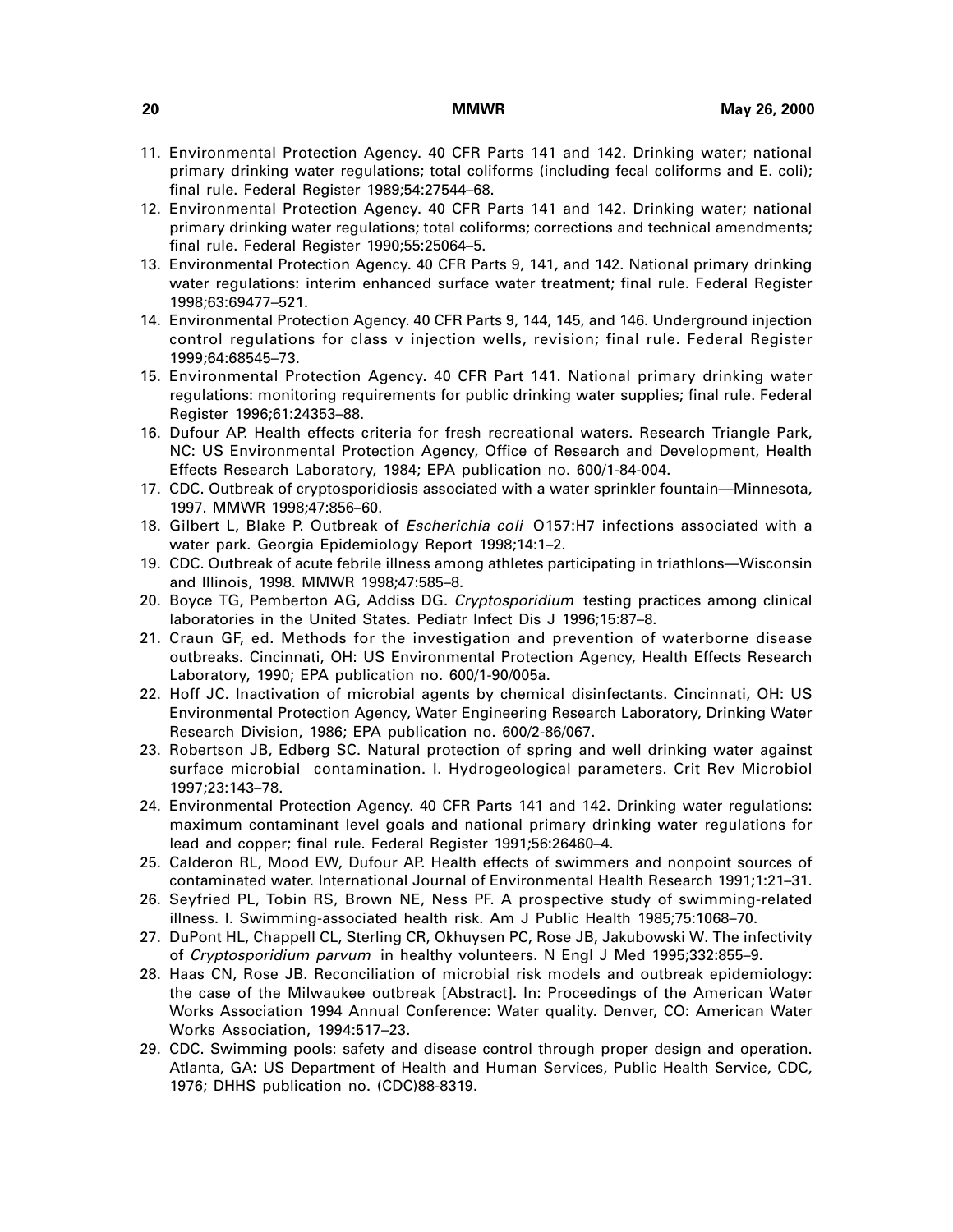11. Environmental Protection Agency. 40 CFR Parts 141 and 142. Drinking water; national primary drinking water regulations; total coliforms (including fecal coliforms and E. coli); final rule. Federal Register 1989;54:27544–68.
12. Environmental Protection Agency. 40 CFR Parts 141 and 142. Drinking water; national primary drinking water regulations; total coliforms; corrections and technical amendments; final rule. Federal Register 1990;55:25064–5.
13. Environmental Protection Agency. 40 CFR Parts 9, 141, and 142. National primary drinking water regulations: interim enhanced surface water treatment; final rule. Federal Register 1998;63:69477–521.
14. Environmental Protection Agency. 40 CFR Parts 9, 144, 145, and 146. Underground injection control regulations for class v injection wells, revision; final rule. Federal Register 1999;64:68545–73.
15. Environmental Protection Agency. 40 CFR Part 141. National primary drinking water regulations: monitoring requirements for public drinking water supplies; final rule. Federal Register 1996;61:24353–88.
16. Dufour AP. Health effects criteria for fresh recreational waters. Research Triangle Park, NC: US Environmental Protection Agency, Office of Research and Development, Health Effects Research Laboratory, 1984; EPA publication no. 600/1-84-004.
17. CDC. Outbreak of cryptosporidiosis associated with a water sprinkler fountain—Minnesota, 1997. MMWR 1998;47:856–60.
18. Gilbert L, Blake P. Outbreak of *Escherichia coli* O157:H7 infections associated with a water park. Georgia Epidemiology Report 1998;14:1–2.
19. CDC. Outbreak of acute febrile illness among athletes participating in triathlons—Wisconsin and Illinois, 1998. MMWR 1998;47:585–8.
20. Boyce TG, Pemberton AG, Addiss DG. *Cryptosporidium* testing practices among clinical laboratories in the United States. Pediatr Infect Dis J 1996;15:87–8.
21. Craun GF, ed. Methods for the investigation and prevention of waterborne disease outbreaks. Cincinnati, OH: US Environmental Protection Agency, Health Effects Research Laboratory, 1990; EPA publication no. 600/1-90/005a.
22. Hoff JC. Inactivation of microbial agents by chemical disinfectants. Cincinnati, OH: US Environmental Protection Agency, Water Engineering Research Laboratory, Drinking Water Research Division, 1986; EPA publication no. 600/2-86/067.
23. Robertson JB, Edberg SC. Natural protection of spring and well drinking water against surface microbial contamination. I. Hydrogeological parameters. Crit Rev Microbiol 1997;23:143–78.
24. Environmental Protection Agency. 40 CFR Parts 141 and 142. Drinking water regulations: maximum contaminant level goals and national primary drinking water regulations for lead and copper; final rule. Federal Register 1991;56:26460–4.
25. Calderon RL, Mood EW, Dufour AP. Health effects of swimmers and nonpoint sources of contaminated water. International Journal of Environmental Health Research 1991;1:21–31.
26. Seyfried PL, Tobin RS, Brown NE, Ness PF. A prospective study of swimming-related illness. I. Swimming-associated health risk. Am J Public Health 1985;75:1068–70.
27. DuPont HL, Chappell CL, Sterling CR, Okhuysen PC, Rose JB, Jakubowski W. The infectivity of *Cryptosporidium parvum* in healthy volunteers. N Engl J Med 1995;332:855–9.
28. Haas CN, Rose JB. Reconciliation of microbial risk models and outbreak epidemiology: the case of the Milwaukee outbreak [Abstract]. In: Proceedings of the American Water Works Association 1994 Annual Conference: Water quality. Denver, CO: American Water Works Association, 1994:517–23.
29. CDC. Swimming pools: safety and disease control through proper design and operation. Atlanta, GA: US Department of Health and Human Services, Public Health Service, CDC, 1976; DHHS publication no. (CDC)88-8319.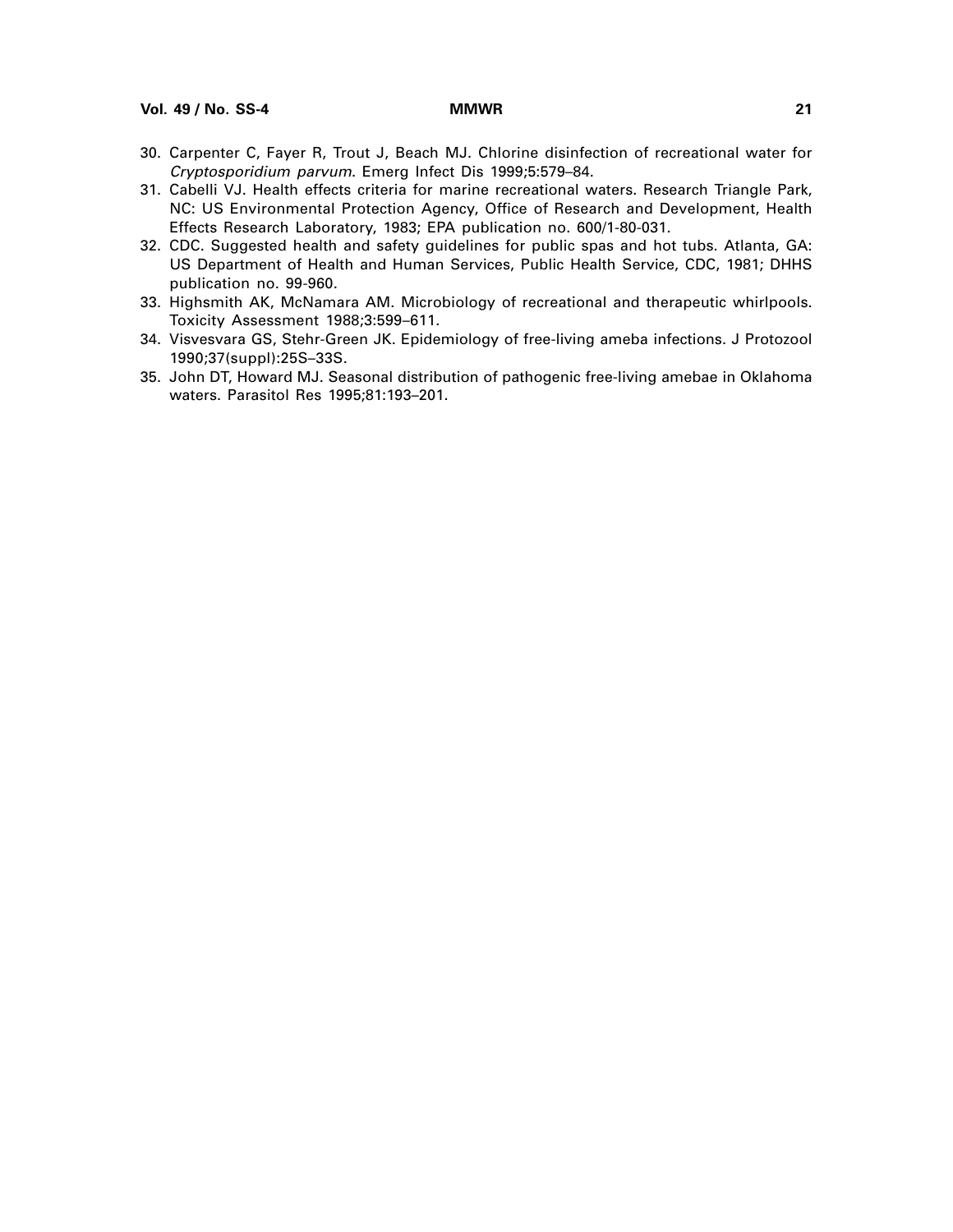30. Carpenter C, Fayer R, Trout J, Beach MJ. Chlorine disinfection of recreational water for *Cryptosporidium parvum*. Emerg Infect Dis 1999;5:579–84.
31. Cabelli VJ. Health effects criteria for marine recreational waters. Research Triangle Park, NC: US Environmental Protection Agency, Office of Research and Development, Health Effects Research Laboratory, 1983; EPA publication no. 600/1-80-031.
32. CDC. Suggested health and safety guidelines for public spas and hot tubs. Atlanta, GA: US Department of Health and Human Services, Public Health Service, CDC, 1981; DHHS publication no. 99-960.
33. Highsmith AK, McNamara AM. Microbiology of recreational and therapeutic whirlpools. Toxicity Assessment 1988;3:599–611.
34. Visvesvara GS, Stehr-Green JK. Epidemiology of free-living ameba infections. J Protozool 1990;37(suppl):25S–33S.
35. John DT, Howard MJ. Seasonal distribution of pathogenic free-living amebae in Oklahoma waters. Parasitol Res 1995;81:193–201.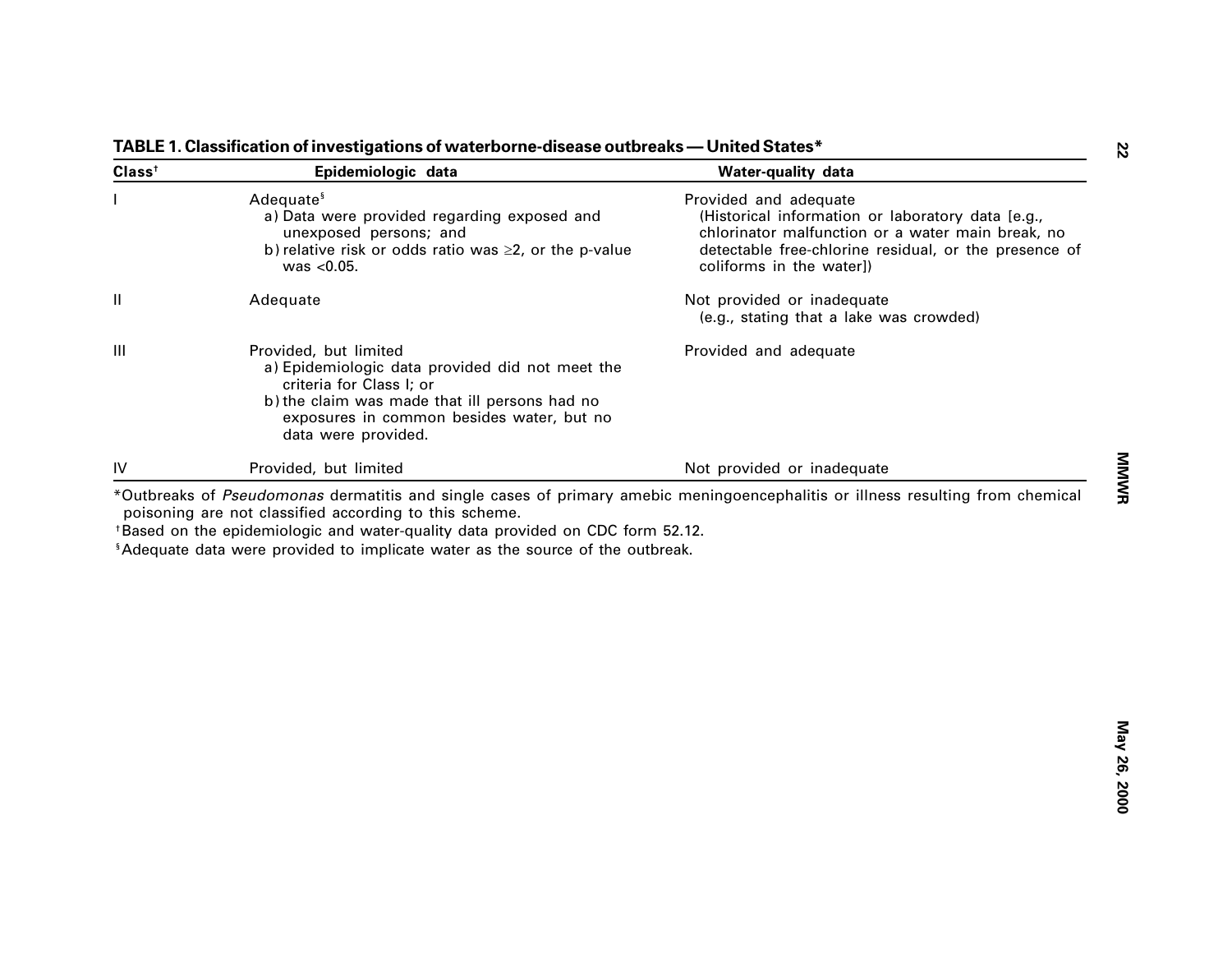**TABLE 1. Classification of investigations of waterborne-disease outbreaks — United States***

| Class[†] | Epidemiologic data | Water-quality data |
|---|---|---|
| I | Adequate[§]<br>a) Data were provided regarding exposed and unexposed persons; and<br>b) relative risk or odds ratio was ≥2, or the p-value was <0.05. | Provided and adequate<br>(Historical information or laboratory data [e.g., chlorinator malfunction or a water main break, no detectable free-chlorine residual, or the presence of coliforms in the water]) |
| II | Adequate | Not provided or inadequate<br>(e.g., stating that a lake was crowded) |
| III | Provided, but limited<br>a) Epidemiologic data provided did not meet the criteria for Class I; or<br>b) the claim was made that ill persons had no exposures in common besides water, but no data were provided. | Provided and adequate |
| IV | Provided, but limited | Not provided or inadequate |

*Outbreaks of *Pseudomonas* dermatitis and single cases of primary amebic meningoencephalitis or illness resulting from chemical poisoning are not classified according to this scheme.

[†]Based on the epidemiologic and water-quality data provided on CDC form 52.12.

[§]Adequate data were provided to implicate water as the source of the outbreak.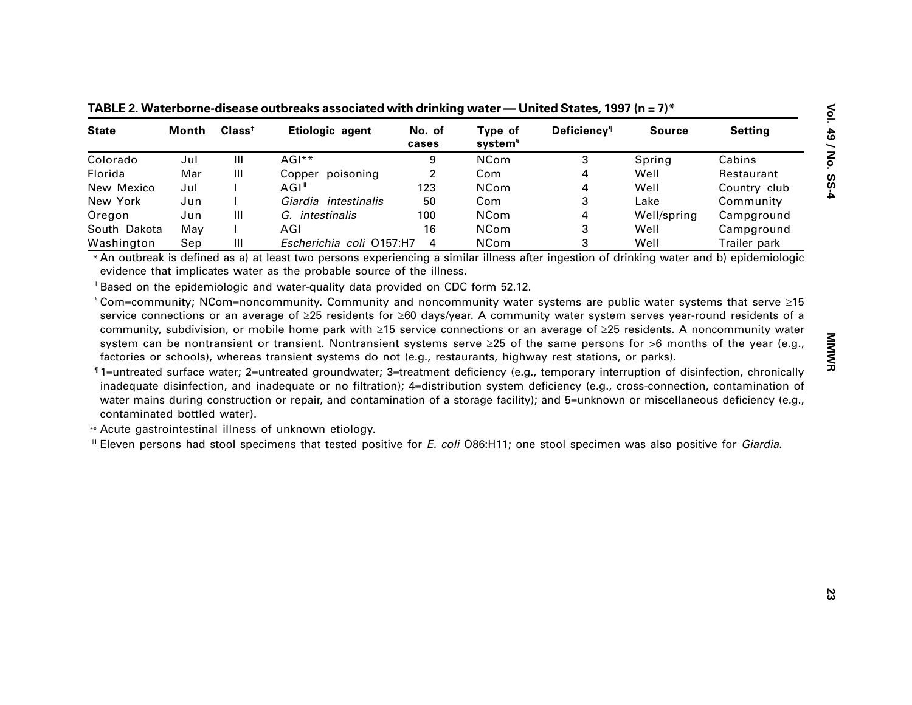**TABLE 2. Waterborne-disease outbreaks associated with drinking water — United States, 1997 (n = 7)***

| State | Month | Class[†] | Etiologic agent | No. of cases | Type of system[§] | Deficiency[¶] | Source | Setting |
|---|---|---|---|---|---|---|---|---|
| Colorado | Jul | III | AGI** | 9 | NCom | 3 | Spring | Cabins |
| Florida | Mar | III | Copper poisoning | 2 | Com | 4 | Well | Restaurant |
| New Mexico | Jul | I | AGI[††] | 123 | NCom | 4 | Well | Country club |
| New York | Jun | I | *Giardia intestinalis* | 50 | Com | 3 | Lake | Community |
| Oregon | Jun | III | *G. intestinalis* | 100 | NCom | 4 | Well/spring | Campground |
| South Dakota | May | I | AGI | 16 | NCom | 3 | Well | Campground |
| Washington | Sep | III | *Escherichia coli* O157:H7 | 4 | NCom | 3 | Well | Trailer park |

\* An outbreak is defined as a) at least two persons experiencing a similar illness after ingestion of drinking water and b) epidemiologic evidence that implicates water as the probable source of the illness.

[†] Based on the epidemiologic and water-quality data provided on CDC form 52.12.

[§] Com=community; NCom=noncommunity. Community and noncommunity water systems are public water systems that serve ≥15 service connections or an average of ≥25 residents for ≥60 days/year. A community water system serves year-round residents of a community, subdivision, or mobile home park with ≥15 service connections or an average of ≥25 residents. A noncommunity water system can be nontransient or transient. Nontransient systems serve ≥25 of the same persons for >6 months of the year (e.g., factories or schools), whereas transient systems do not (e.g., restaurants, highway rest stations, or parks).

[¶] 1=untreated surface water; 2=untreated groundwater; 3=treatment deficiency (e.g., temporary interruption of disinfection, chronically inadequate disinfection, and inadequate or no filtration); 4=distribution system deficiency (e.g., cross-connection, contamination of water mains during construction or repair, and contamination of a storage facility); and 5=unknown or miscellaneous deficiency (e.g., contaminated bottled water).

** Acute gastrointestinal illness of unknown etiology.

[††] Eleven persons had stool specimens that tested positive for *E. coli* O86:H11; one stool specimen was also positive for *Giardia*.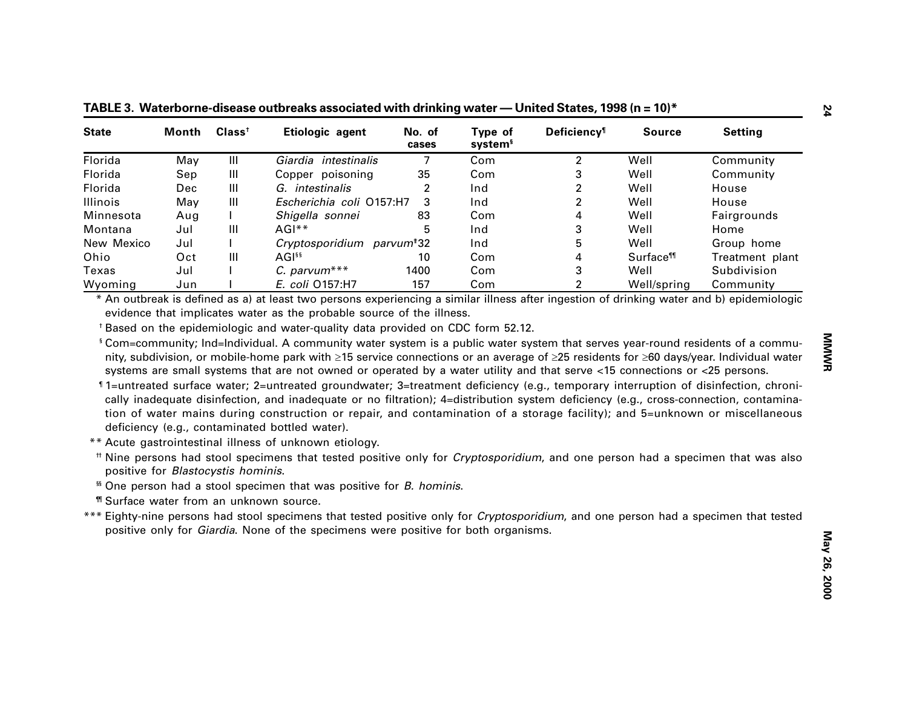**TABLE 3. Waterborne-disease outbreaks associated with drinking water — United States, 1998 (n = 10)***

| State | Month | Class† | Etiologic agent | No. of cases | Type of system§ | Deficiency¶ | Source | Setting |
|---|---|---|---|---|---|---|---|---|
| Florida | May | III | *Giardia intestinalis* | 7 | Com | 2 | Well | Community |
| Florida | Sep | III | Copper poisoning | 35 | Com | 3 | Well | Community |
| Florida | Dec | III | *G. intestinalis* | 2 | Ind | 2 | Well | House |
| Illinois | May | III | *Escherichia coli* O157:H7 | 3 | Ind | 2 | Well | House |
| Minnesota | Aug | I | *Shigella sonnei* | 83 | Com | 4 | Well | Fairgrounds |
| Montana | Jul | III | AGI** | 5 | Ind | 3 | Well | Home |
| New Mexico | Jul | I | *Cryptosporidium parvum*†† | 32 | Ind | 5 | Well | Group home |
| Ohio | Oct | III | AGI§§ | 10 | Com | 4 | Surface¶¶ | Treatment plant |
| Texas | Jul | I | *C. parvum**** | 1400 | Com | 3 | Well | Subdivision |
| Wyoming | Jun | I | *E. coli* O157:H7 | 157 | Com | 2 | Well/spring | Community |

\* An outbreak is defined as a) at least two persons experiencing a similar illness after ingestion of drinking water and b) epidemiologic evidence that implicates water as the probable source of the illness.

† Based on the epidemiologic and water-quality data provided on CDC form 52.12.

§ Com=community; Ind=Individual. A community water system is a public water system that serves year-round residents of a community, subdivision, or mobile-home park with ≥15 service connections or an average of ≥25 residents for ≥60 days/year. Individual water systems are small systems that are not owned or operated by a water utility and that serve <15 connections or <25 persons.

¶ 1=untreated surface water; 2=untreated groundwater; 3=treatment deficiency (e.g., temporary interruption of disinfection, chronically inadequate disinfection, and inadequate or no filtration); 4=distribution system deficiency (e.g., cross-connection, contamination of water mains during construction or repair, and contamination of a storage facility); and 5=unknown or miscellaneous deficiency (e.g., contaminated bottled water).

\** Acute gastrointestinal illness of unknown etiology.

†† Nine persons had stool specimens that tested positive only for *Cryptosporidium*, and one person had a specimen that was also positive for *Blastocystis hominis*.

§§ One person had a stool specimen that was positive for *B. hominis*.

¶¶ Surface water from an unknown source.

\*** Eighty-nine persons had stool specimens that tested positive only for *Cryptosporidium*, and one person had a specimen that tested positive only for *Giardia*. None of the specimens were positive for both organisms.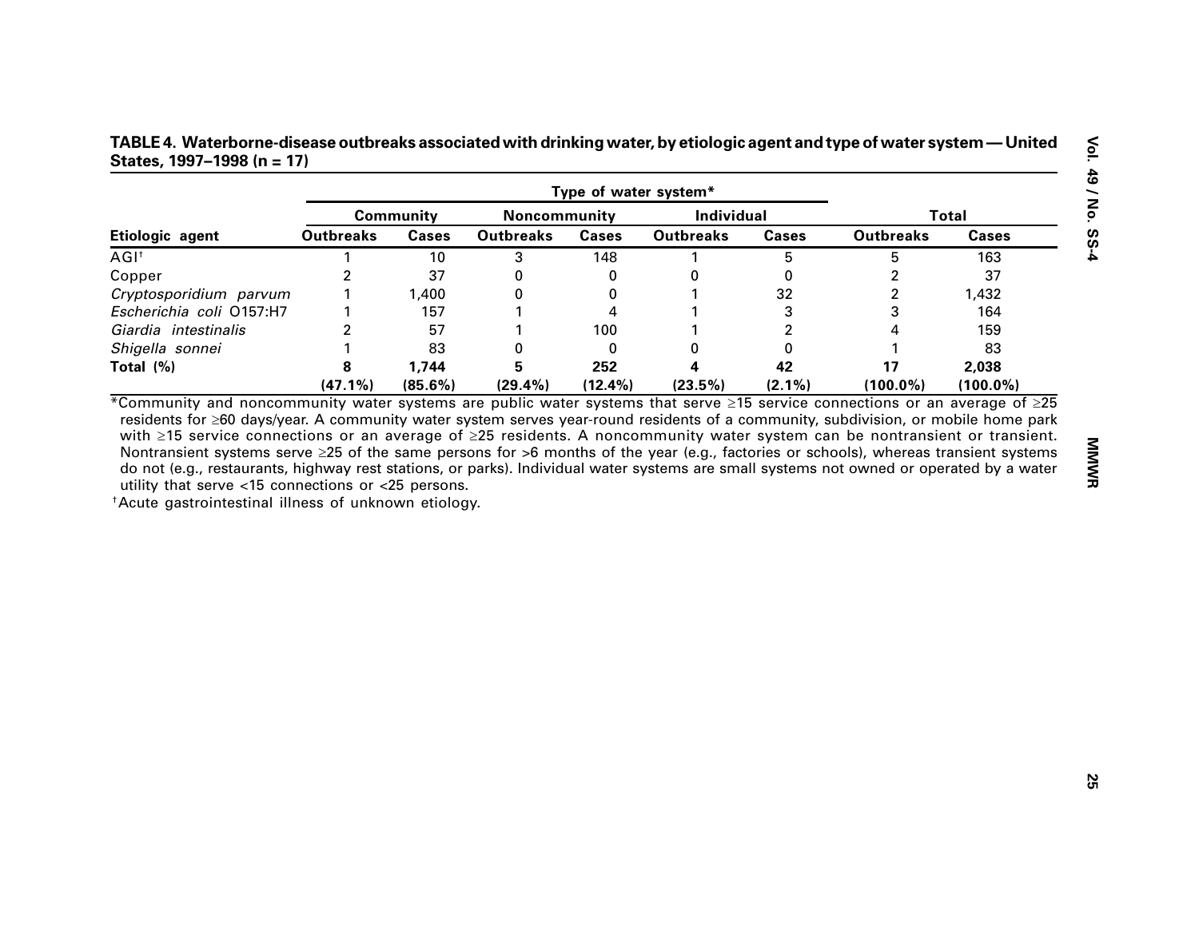**TABLE 4. Waterborne-disease outbreaks associated with drinking water, by etiologic agent and type of water system — United States, 1997–1998 (n = 17)**

| | Type of water system* | | | | | | | |
|---|---|---|---|---|---|---|---|---|
| | Community | | Noncommunity | | Individual | | Total | |
| Etiologic agent | Outbreaks | Cases | Outbreaks | Cases | Outbreaks | Cases | Outbreaks | Cases |
| AGI[†] | 1 | 10 | 3 | 148 | 1 | 5 | 5 | 163 |
| Copper | 2 | 37 | 0 | 0 | 0 | 0 | 2 | 37 |
| *Cryptosporidium parvum* | 1 | 1,400 | 0 | 0 | 1 | 32 | 2 | 1,432 |
| *Escherichia coli* O157:H7 | 1 | 157 | 1 | 4 | 1 | 3 | 3 | 164 |
| *Giardia intestinalis* | 2 | 57 | 1 | 100 | 1 | 2 | 4 | 159 |
| *Shigella sonnei* | 1 | 83 | 0 | 0 | 0 | 0 | 1 | 83 |
| **Total (%)** | **8** (47.1%) | **1,744** (85.6%) | **5** (29.4%) | **252** (12.4%) | **4** (23.5%) | **42** (2.1%) | **17** (100.0%) | **2,038** (100.0%) |

*Community and noncommunity water systems are public water systems that serve ≥15 service connections or an average of ≥25 residents for ≥60 days/year. A community water system serves year-round residents of a community, subdivision, or mobile home park with ≥15 service connections or an average of ≥25 residents. A noncommunity water system can be nontransient or transient. Nontransient systems serve ≥25 of the same persons for >6 months of the year (e.g., factories or schools), whereas transient systems do not (e.g., restaurants, highway rest stations, or parks). Individual water systems are small systems not owned or operated by a water utility that serve <15 connections or <25 persons.

[†]Acute gastrointestinal illness of unknown etiology.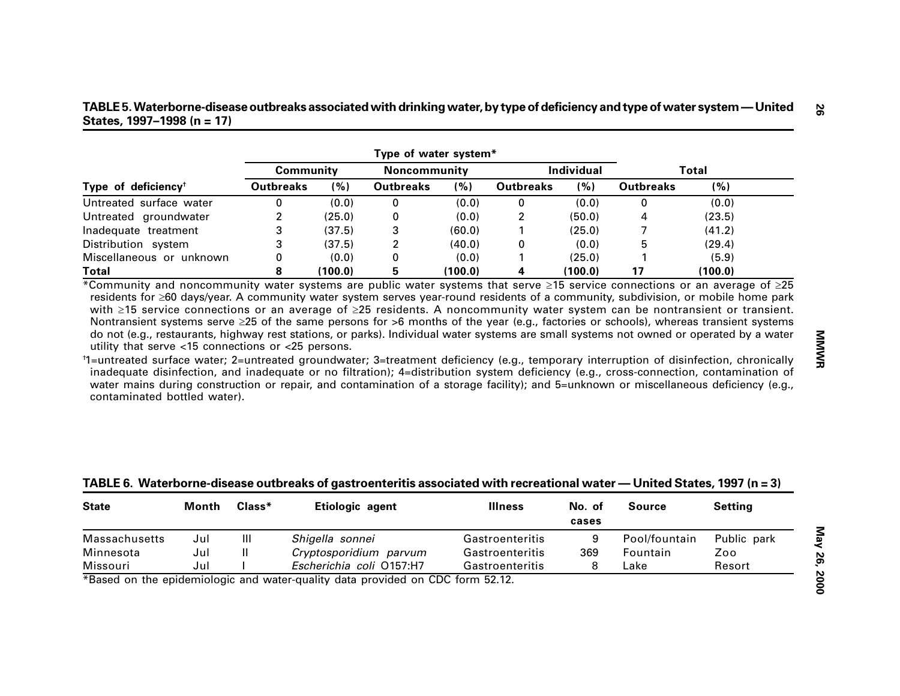**TABLE 5. Waterborne-disease outbreaks associated with drinking water, by type of deficiency and type of water system — United States, 1997–1998 (n = 17)**

| | Type of water system* | | | | | | | |
|---|---|---|---|---|---|---|---|---|
| | Community | | Noncommunity | | Individual | | Total | |
| Type of deficiency† | Outbreaks | (%) | Outbreaks | (%) | Outbreaks | (%) | Outbreaks | (%) |
| Untreated surface water | 0 | (0.0) | 0 | (0.0) | 0 | (0.0) | 0 | (0.0) |
| Untreated groundwater | 2 | (25.0) | 0 | (0.0) | 2 | (50.0) | 4 | (23.5) |
| Inadequate treatment | 3 | (37.5) | 3 | (60.0) | 1 | (25.0) | 7 | (41.2) |
| Distribution system | 3 | (37.5) | 2 | (40.0) | 0 | (0.0) | 5 | (29.4) |
| Miscellaneous or unknown | 0 | (0.0) | 0 | (0.0) | 1 | (25.0) | 1 | (5.9) |
| **Total** | **8** | **(100.0)** | **5** | **(100.0)** | **4** | **(100.0)** | **17** | **(100.0)** |

*Community and noncommunity water systems are public water systems that serve ≥15 service connections or an average of ≥25 residents for ≥60 days/year. A community water system serves year-round residents of a community, subdivision, or mobile home park with ≥15 service connections or an average of ≥25 residents. A noncommunity water system can be nontransient or transient. Nontransient systems serve ≥25 of the same persons for >6 months of the year (e.g., factories or schools), whereas transient systems do not (e.g., restaurants, highway rest stations, or parks). Individual water systems are small systems not owned or operated by a water utility that serve <15 connections or <25 persons.

†1=untreated surface water; 2=untreated groundwater; 3=treatment deficiency (e.g., temporary interruption of disinfection, chronically inadequate disinfection, and inadequate or no filtration); 4=distribution system deficiency (e.g., cross-connection, contamination of water mains during construction or repair, and contamination of a storage facility); and 5=unknown or miscellaneous deficiency (e.g., contaminated bottled water).

**TABLE 6. Waterborne-disease outbreaks of gastroenteritis associated with recreational water — United States, 1997 (n = 3)**

| State | Month | Class* | Etiologic agent | Illness | No. of cases | Source | Setting |
|---|---|---|---|---|---|---|---|
| Massachusetts | Jul | III | *Shigella sonnei* | Gastroenteritis | 9 | Pool/fountain | Public park |
| Minnesota | Jul | II | *Cryptosporidium parvum* | Gastroenteritis | 369 | Fountain | Zoo |
| Missouri | Jul | I | *Escherichia coli* O157:H7 | Gastroenteritis | 8 | Lake | Resort |

*Based on the epidemiologic and water-quality data provided on CDC form 52.12.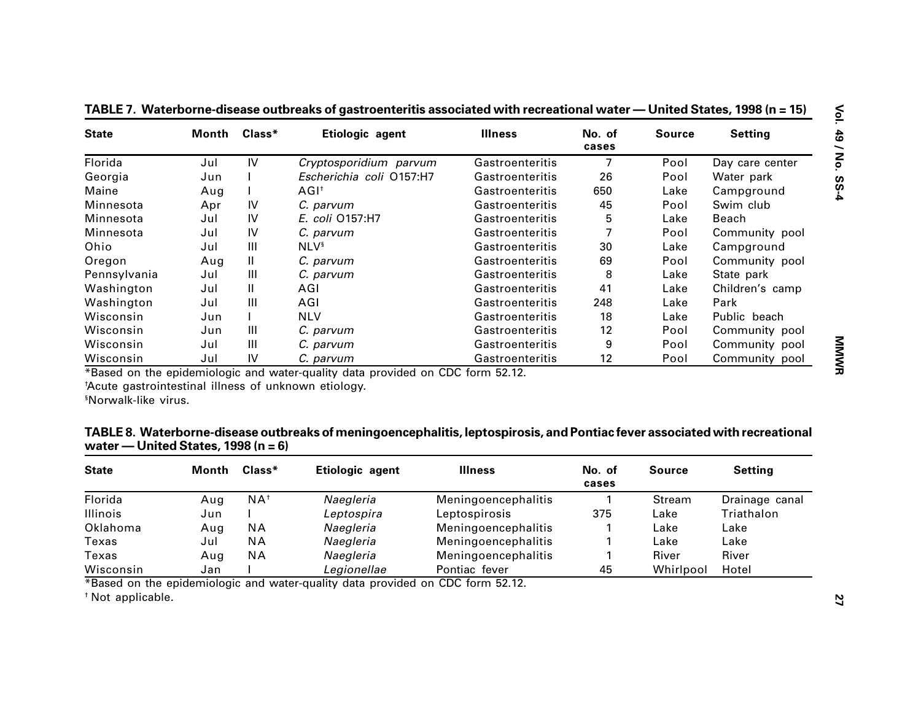**TABLE 7. Waterborne-disease outbreaks of gastroenteritis associated with recreational water — United States, 1998 (n = 15)**

| State | Month | Class* | Etiologic agent | Illness | No. of cases | Source | Setting |
|---|---|---|---|---|---|---|---|
| Florida | Jul | IV | *Cryptosporidium parvum* | Gastroenteritis | 7 | Pool | Day care center |
| Georgia | Jun | I | *Escherichia coli* O157:H7 | Gastroenteritis | 26 | Pool | Water park |
| Maine | Aug | I | AGI[†] | Gastroenteritis | 650 | Lake | Campground |
| Minnesota | Apr | IV | *C. parvum* | Gastroenteritis | 45 | Pool | Swim club |
| Minnesota | Jul | IV | *E. coli* O157:H7 | Gastroenteritis | 5 | Lake | Beach |
| Minnesota | Jul | IV | *C. parvum* | Gastroenteritis | 7 | Pool | Community pool |
| Ohio | Jul | III | NLV[§] | Gastroenteritis | 30 | Lake | Campground |
| Oregon | Aug | II | *C. parvum* | Gastroenteritis | 69 | Pool | Community pool |
| Pennsylvania | Jul | III | *C. parvum* | Gastroenteritis | 8 | Lake | State park |
| Washington | Jul | II | AGI | Gastroenteritis | 41 | Lake | Children's camp |
| Washington | Jul | III | AGI | Gastroenteritis | 248 | Lake | Park |
| Wisconsin | Jun | I | NLV | Gastroenteritis | 18 | Lake | Public beach |
| Wisconsin | Jun | III | *C. parvum* | Gastroenteritis | 12 | Pool | Community pool |
| Wisconsin | Jul | III | *C. parvum* | Gastroenteritis | 9 | Pool | Community pool |
| Wisconsin | Jul | IV | *C. parvum* | Gastroenteritis | 12 | Pool | Community pool |

*Based on the epidemiologic and water-quality data provided on CDC form 52.12.

[†]Acute gastrointestinal illness of unknown etiology.

[§]Norwalk-like virus.

**TABLE 8. Waterborne-disease outbreaks of meningoencephalitis, leptospirosis, and Pontiac fever associated with recreational water — United States, 1998 (n = 6)**

| State | Month | Class* | Etiologic agent | Illness | No. of cases | Source | Setting |
|---|---|---|---|---|---|---|---|
| Florida | Aug | NA[†] | *Naegleria* | Meningoencephalitis | 1 | Stream | Drainage canal |
| Illinois | Jun | I | *Leptospira* | Leptospirosis | 375 | Lake | Triathalon |
| Oklahoma | Aug | NA | *Naegleria* | Meningoencephalitis | 1 | Lake | Lake |
| Texas | Jul | NA | *Naegleria* | Meningoencephalitis | 1 | Lake | Lake |
| Texas | Aug | NA | *Naegleria* | Meningoencephalitis | 1 | River | River |
| Wisconsin | Jan | I | *Legionellae* | Pontiac fever | 45 | Whirlpool | Hotel |

*Based on the epidemiologic and water-quality data provided on CDC form 52.12.

[†] Not applicable.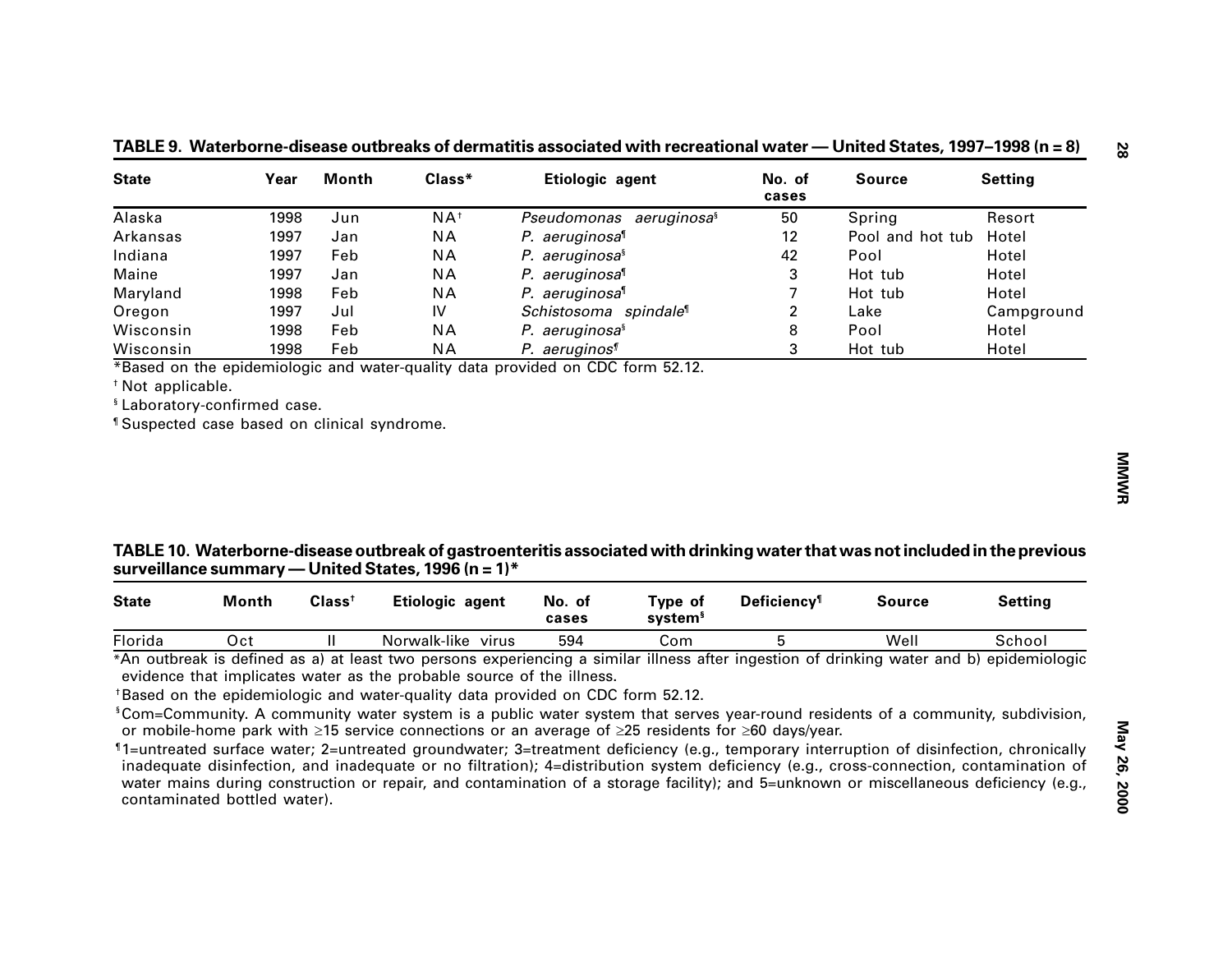**TABLE 9. Waterborne-disease outbreaks of dermatitis associated with recreational water — United States, 1997–1998 (n = 8)**

| State | Year | Month | Class* | Etiologic agent | No. of cases | Source | Setting |
|---|---|---|---|---|---|---|---|
| Alaska | 1998 | Jun | NA† | *Pseudomonas aeruginosa*§ | 50 | Spring | Resort |
| Arkansas | 1997 | Jan | NA | *P. aeruginosa*¶ | 12 | Pool and hot tub | Hotel |
| Indiana | 1997 | Feb | NA | *P. aeruginosa*§ | 42 | Pool | Hotel |
| Maine | 1997 | Jan | NA | *P. aeruginosa*¶ | 3 | Hot tub | Hotel |
| Maryland | 1998 | Feb | NA | *P. aeruginosa*¶ | 7 | Hot tub | Hotel |
| Oregon | 1997 | Jul | IV | *Schistosoma spindale*¶ | 2 | Lake | Campground |
| Wisconsin | 1998 | Feb | NA | *P. aeruginosa*§ | 8 | Pool | Hotel |
| Wisconsin | 1998 | Feb | NA | *P. aeruginos*¶ | 3 | Hot tub | Hotel |

*Based on the epidemiologic and water-quality data provided on CDC form 52.12.

† Not applicable.

§ Laboratory-confirmed case.

¶ Suspected case based on clinical syndrome.

**TABLE 10. Waterborne-disease outbreak of gastroenteritis associated with drinking water that was not included in the previous surveillance summary — United States, 1996 (n = 1)***

| State | Month | Class† | Etiologic agent | No. of cases | Type of system§ | Deficiency¶ | Source | Setting |
|---|---|---|---|---|---|---|---|---|
| Florida | Oct | II | Norwalk-like virus | 594 | Com | 5 | Well | School |

*An outbreak is defined as a) at least two persons experiencing a similar illness after ingestion of drinking water and b) epidemiologic evidence that implicates water as the probable source of the illness.

† Based on the epidemiologic and water-quality data provided on CDC form 52.12.

§ Com=Community. A community water system is a public water system that serves year-round residents of a community, subdivision, or mobile-home park with ≥15 service connections or an average of ≥25 residents for ≥60 days/year.

¶ 1=untreated surface water; 2=untreated groundwater; 3=treatment deficiency (e.g., temporary interruption of disinfection, chronically inadequate disinfection, and inadequate or no filtration); 4=distribution system deficiency (e.g., cross-connection, contamination of water mains during construction or repair, and contamination of a storage facility); and 5=unknown or miscellaneous deficiency (e.g., contaminated bottled water).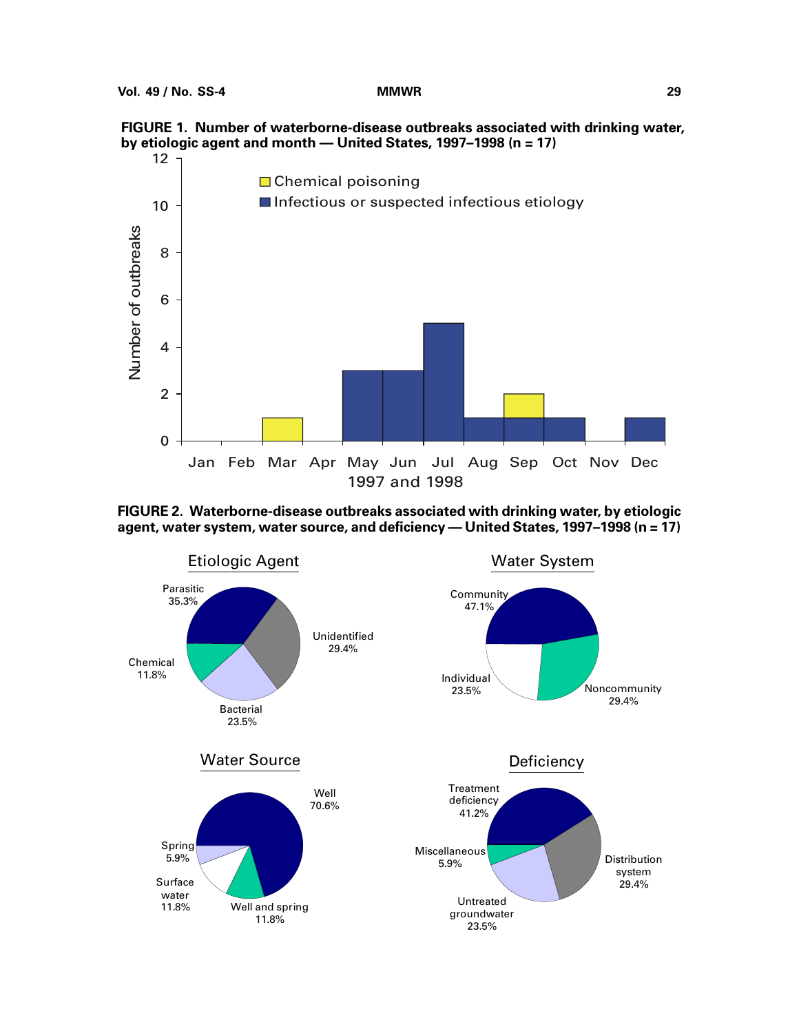**FIGURE 1. Number of waterborne-disease outbreaks associated with drinking water, by etiologic agent and month — United States, 1997–1998 (n = 17)**

**FIGURE 2. Waterborne-disease outbreaks associated with drinking water, by etiologic agent, water system, water source, and deficiency — United States, 1997–1998 (n = 17)**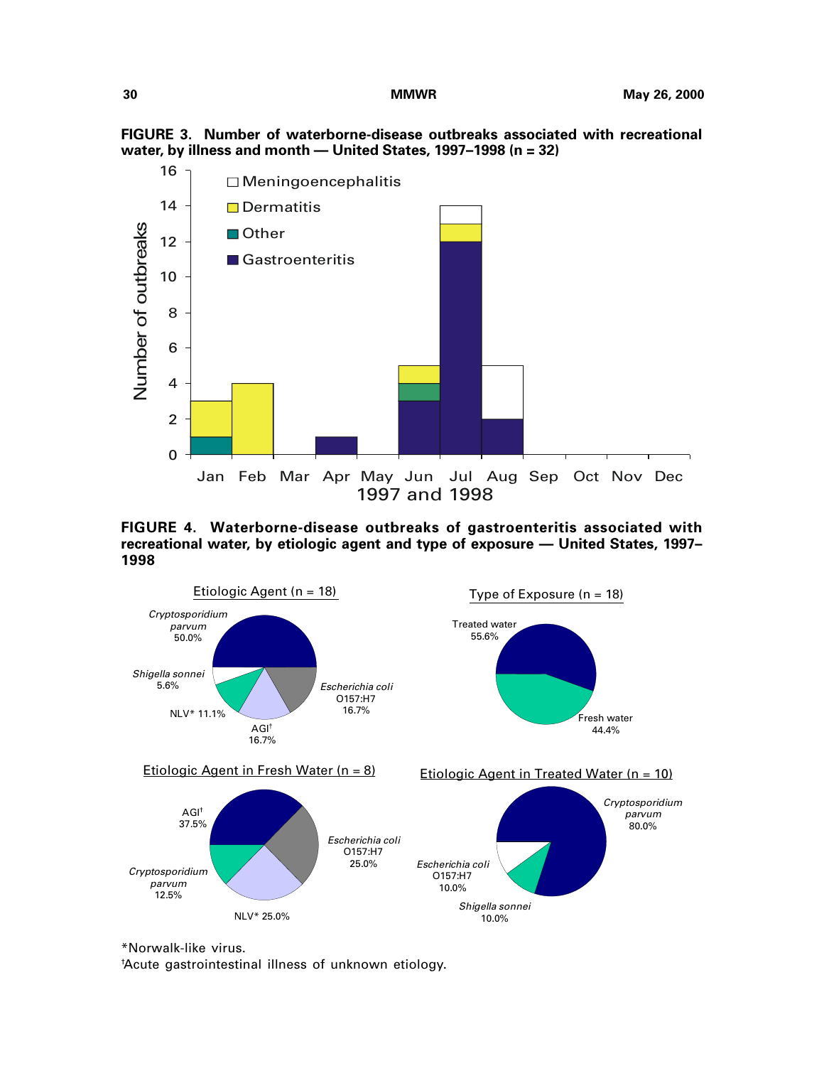**FIGURE 3. Number of waterborne-disease outbreaks associated with recreational water, by illness and month — United States, 1997–1998 (n = 32)**

**FIGURE 4. Waterborne-disease outbreaks of gastroenteritis associated with recreational water, by etiologic agent and type of exposure — United States, 1997–1998**

*Norwalk-like virus.

†Acute gastrointestinal illness of unknown etiology.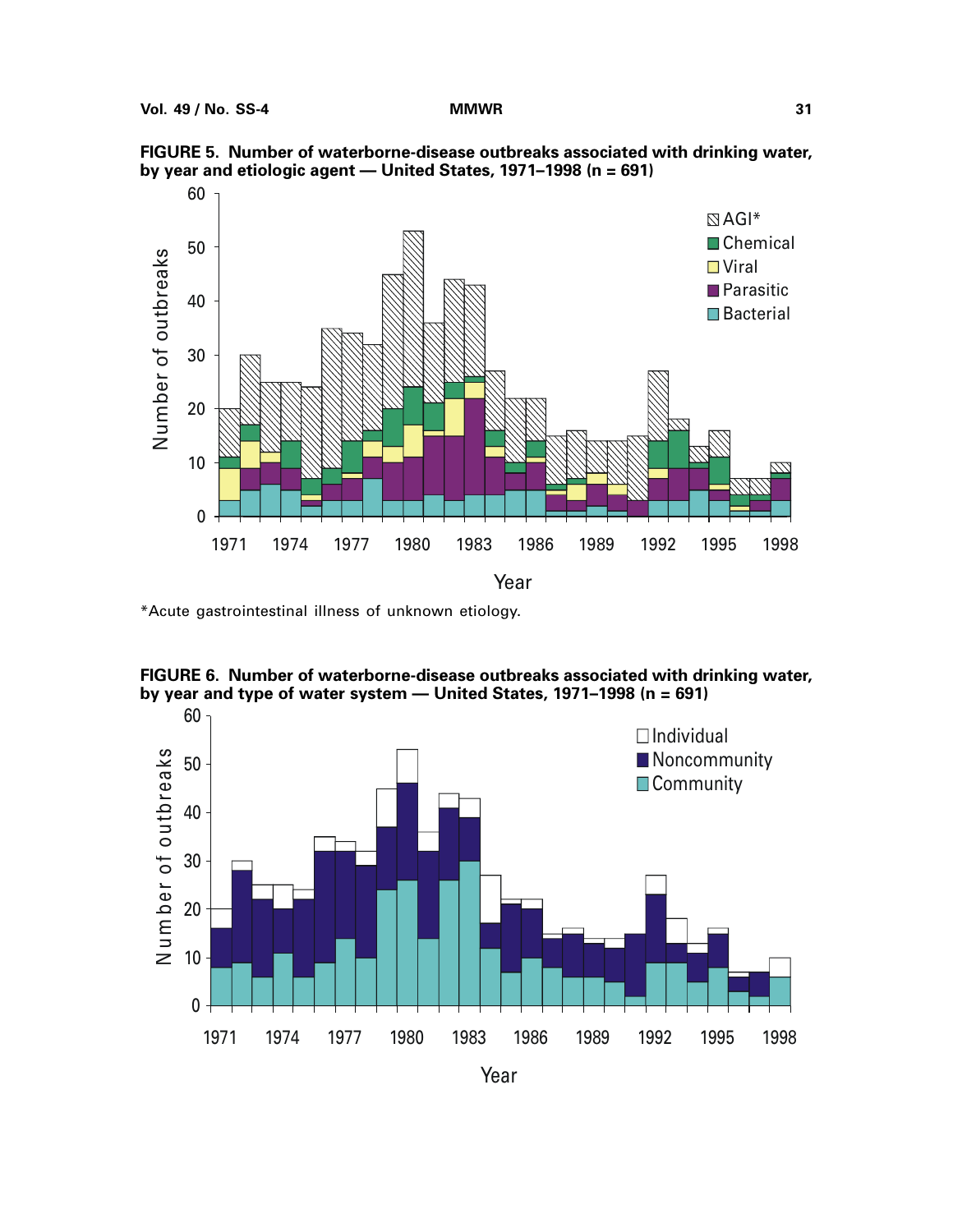**FIGURE 5. Number of waterborne-disease outbreaks associated with drinking water, by year and etiologic agent — United States, 1971–1998 (n = 691)**

*Acute gastrointestinal illness of unknown etiology.

**FIGURE 6. Number of waterborne-disease outbreaks associated with drinking water, by year and type of water system — United States, 1971–1998 (n = 691)**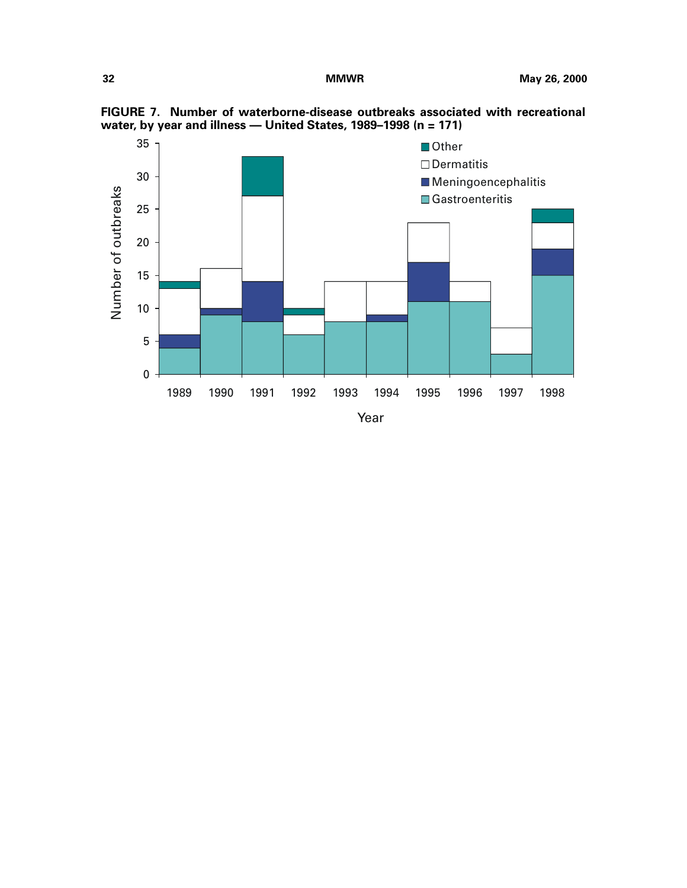FIGURE 7. Number of waterborne-disease outbreaks associated with recreational water, by year and illness — United States, 1989–1998 (n = 171)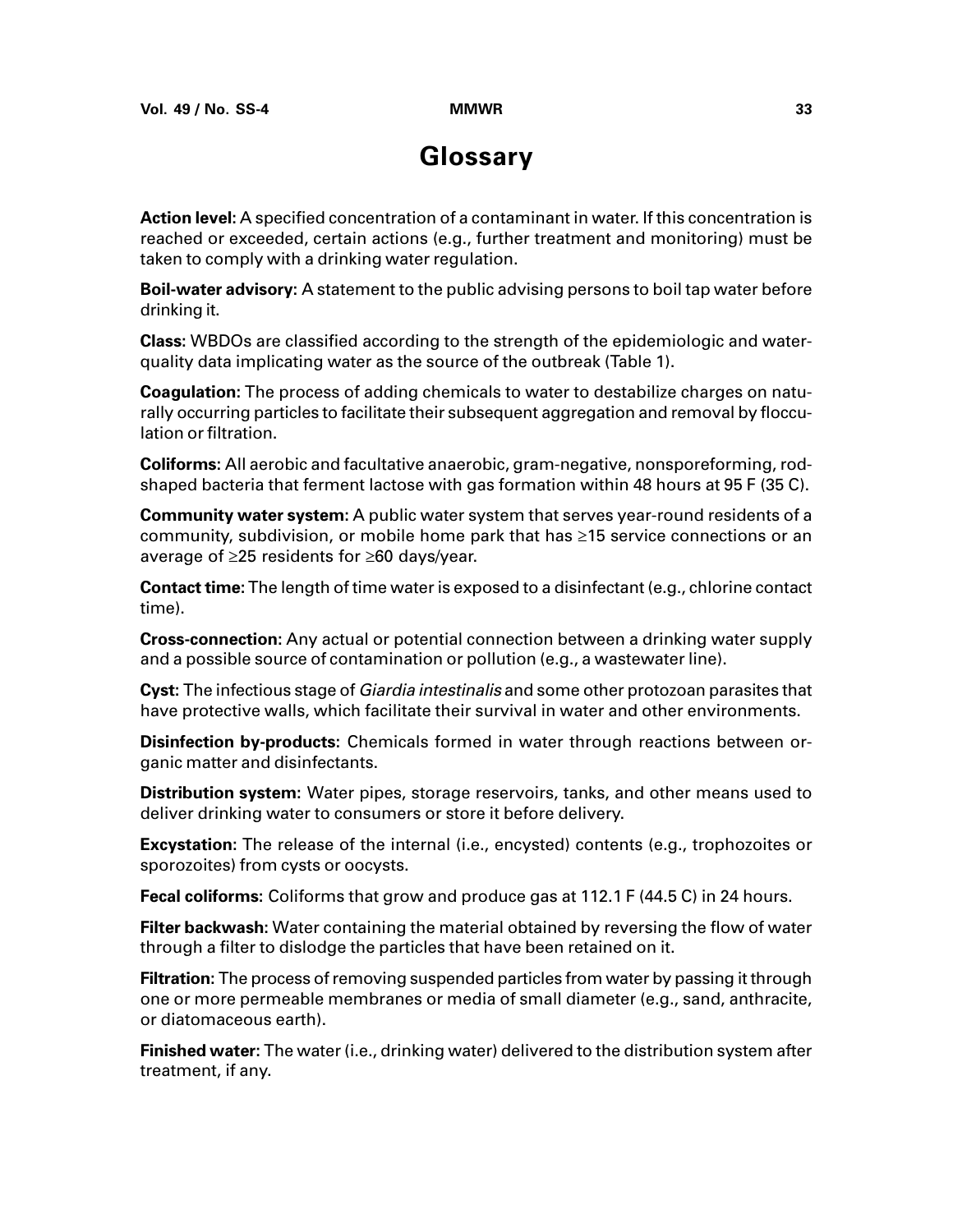# Glossary

**Action level:** A specified concentration of a contaminant in water. If this concentration is reached or exceeded, certain actions (e.g., further treatment and monitoring) must be taken to comply with a drinking water regulation.

**Boil-water advisory:** A statement to the public advising persons to boil tap water before drinking it.

**Class:** WBDOs are classified according to the strength of the epidemiologic and water-quality data implicating water as the source of the outbreak (Table 1).

**Coagulation:** The process of adding chemicals to water to destabilize charges on naturally occurring particles to facilitate their subsequent aggregation and removal by flocculation or filtration.

**Coliforms:** All aerobic and facultative anaerobic, gram-negative, nonsporeforming, rod-shaped bacteria that ferment lactose with gas formation within 48 hours at 95 F (35 C).

**Community water system:** A public water system that serves year-round residents of a community, subdivision, or mobile home park that has ≥15 service connections or an average of ≥25 residents for ≥60 days/year.

**Contact time:** The length of time water is exposed to a disinfectant (e.g., chlorine contact time).

**Cross-connection:** Any actual or potential connection between a drinking water supply and a possible source of contamination or pollution (e.g., a wastewater line).

**Cyst:** The infectious stage of *Giardia intestinalis* and some other protozoan parasites that have protective walls, which facilitate their survival in water and other environments.

**Disinfection by-products:** Chemicals formed in water through reactions between organic matter and disinfectants.

**Distribution system:** Water pipes, storage reservoirs, tanks, and other means used to deliver drinking water to consumers or store it before delivery.

**Excystation:** The release of the internal (i.e., encysted) contents (e.g., trophozoites or sporozoites) from cysts or oocysts.

**Fecal coliforms:** Coliforms that grow and produce gas at 112.1 F (44.5 C) in 24 hours.

**Filter backwash:** Water containing the material obtained by reversing the flow of water through a filter to dislodge the particles that have been retained on it.

**Filtration:** The process of removing suspended particles from water by passing it through one or more permeable membranes or media of small diameter (e.g., sand, anthracite, or diatomaceous earth).

**Finished water:** The water (i.e., drinking water) delivered to the distribution system after treatment, if any.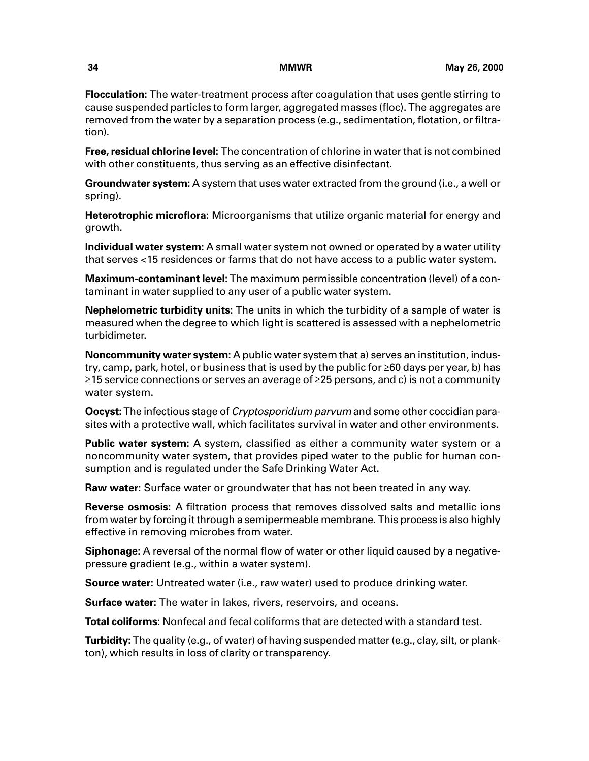**Flocculation**: The water-treatment process after coagulation that uses gentle stirring to cause suspended particles to form larger, aggregated masses (floc). The aggregates are removed from the water by a separation process (e.g., sedimentation, flotation, or filtration).

**Free, residual chlorine level**: The concentration of chlorine in water that is not combined with other constituents, thus serving as an effective disinfectant.

**Groundwater system**: A system that uses water extracted from the ground (i.e., a well or spring).

**Heterotrophic microflora:** Microorganisms that utilize organic material for energy and growth.

**Individual water system**: A small water system not owned or operated by a water utility that serves <15 residences or farms that do not have access to a public water system.

**Maximum-contaminant level:** The maximum permissible concentration (level) of a contaminant in water supplied to any user of a public water system.

**Nephelometric turbidity units**: The units in which the turbidity of a sample of water is measured when the degree to which light is scattered is assessed with a nephelometric turbidimeter.

**Noncommunity water system:** A public water system that a) serves an institution, industry, camp, park, hotel, or business that is used by the public for ≥60 days per year, b) has ≥15 service connections or serves an average of ≥25 persons, and c) is not a community water system.

**Oocyst:** The infectious stage of *Cryptosporidium parvum* and some other coccidian parasites with a protective wall, which facilitates survival in water and other environments.

**Public water system**: A system, classified as either a community water system or a noncommunity water system, that provides piped water to the public for human consumption and is regulated under the Safe Drinking Water Act.

**Raw water:** Surface water or groundwater that has not been treated in any way.

**Reverse osmosis:** A filtration process that removes dissolved salts and metallic ions from water by forcing it through a semipermeable membrane. This process is also highly effective in removing microbes from water.

**Siphonage**: A reversal of the normal flow of water or other liquid caused by a negative-pressure gradient (e.g., within a water system).

**Source water:** Untreated water (i.e., raw water) used to produce drinking water.

**Surface water:** The water in lakes, rivers, reservoirs, and oceans.

**Total coliforms:** Nonfecal and fecal coliforms that are detected with a standard test.

**Turbidity:** The quality (e.g., of water) of having suspended matter (e.g., clay, silt, or plankton), which results in loss of clarity or transparency.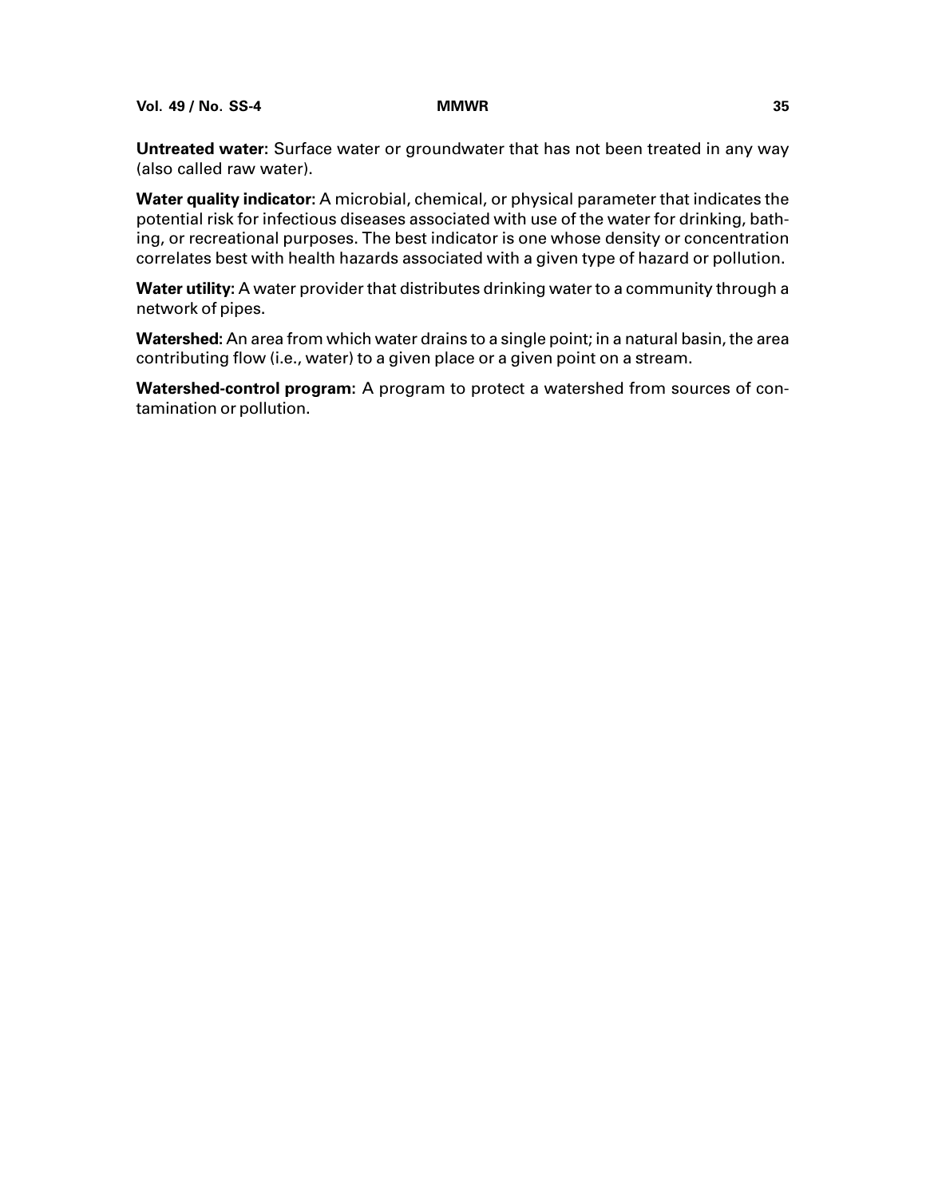**Untreated water:** Surface water or groundwater that has not been treated in any way (also called raw water).

**Water quality indicator:** A microbial, chemical, or physical parameter that indicates the potential risk for infectious diseases associated with use of the water for drinking, bathing, or recreational purposes. The best indicator is one whose density or concentration correlates best with health hazards associated with a given type of hazard or pollution.

**Water utility:** A water provider that distributes drinking water to a community through a network of pipes.

**Watershed:** An area from which water drains to a single point; in a natural basin, the area contributing flow (i.e., water) to a given place or a given point on a stream.

**Watershed-control program:** A program to protect a watershed from sources of contamination or pollution.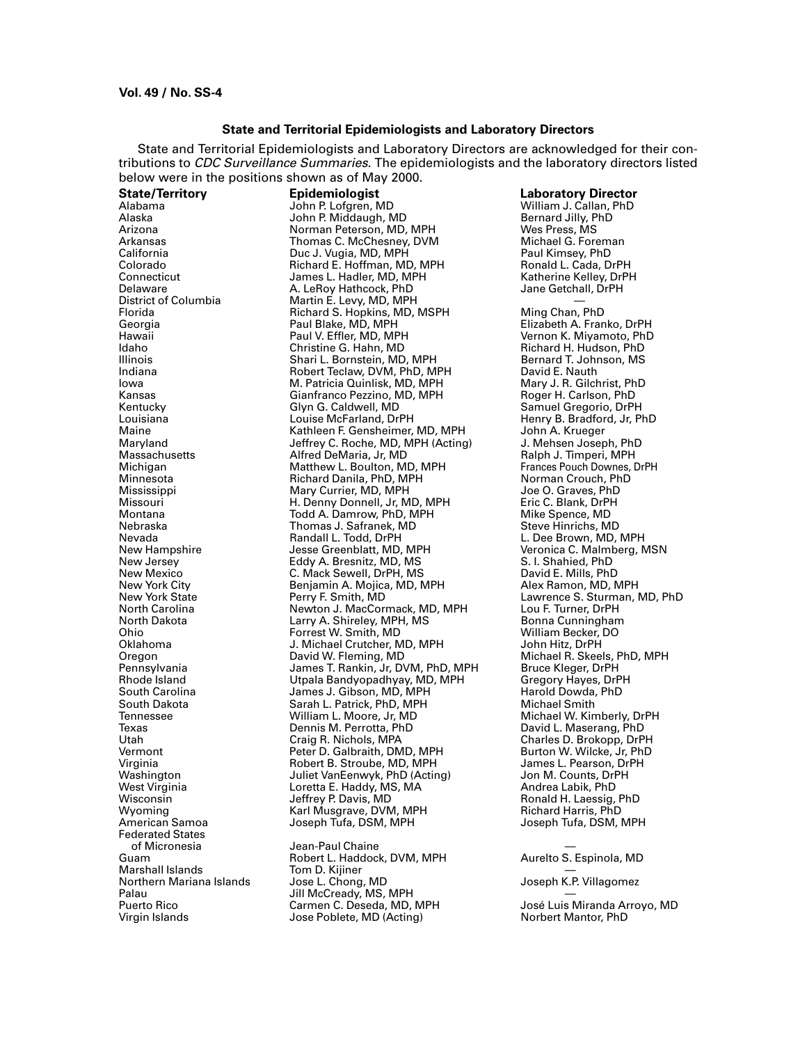## State and Territorial Epidemiologists and Laboratory Directors

State and Territorial Epidemiologists and Laboratory Directors are acknowledged for their contributions to *CDC Surveillance Summaries*. The epidemiologists and the laboratory directors listed below were in the positions shown as of May 2000.

| State/Territory | Epidemiologist | Laboratory Director |
|---|---|---|
| Alabama | John P. Lofgren, MD | William J. Callan, PhD |
| Alaska | John P. Middaugh, MD | Bernard Jilly, PhD |
| Arizona | Norman Peterson, MD, MPH | Wes Press, MS |
| Arkansas | Thomas C. McChesney, DVM | Michael G. Foreman |
| California | Duc J. Vugia, MD, MPH | Paul Kimsey, PhD |
| Colorado | Richard E. Hoffman, MD, MPH | Ronald L. Cada, DrPH |
| Connecticut | James L. Hadler, MD, MPH | Katherine Kelley, DrPH |
| Delaware | A. LeRoy Hathcock, PhD | Jane Getchall, DrPH |
| District of Columbia | Martin E. Levy, MD, MPH | — |
| Florida | Richard S. Hopkins, MD, MSPH | Ming Chan, PhD |
| Georgia | Paul Blake, MD, MPH | Elizabeth A. Franko, DrPH |
| Hawaii | Paul V. Effler, MD, MPH | Vernon K. Miyamoto, PhD |
| Idaho | Christine G. Hahn, MD | Richard H. Hudson, PhD |
| Illinois | Shari L. Bornstein, MD, MPH | Bernard T. Johnson, MS |
| Indiana | Robert Teclaw, DVM, PhD, MPH | David E. Nauth |
| Iowa | M. Patricia Quinlisk, MD, MPH | Mary J. R. Gilchrist, PhD |
| Kansas | Gianfranco Pezzino, MD, MPH | Roger H. Carlson, PhD |
| Kentucky | Glyn G. Caldwell, MD | Samuel Gregorio, DrPH |
| Louisiana | Louise McFarland, DrPH | Henry B. Bradford, Jr, PhD |
| Maine | Kathleen F. Gensheimer, MD, MPH | John A. Krueger |
| Maryland | Jeffrey C. Roche, MD, MPH (Acting) | J. Mehsen Joseph, PhD |
| Massachusetts | Alfred DeMaria, Jr, MD | Ralph J. Timperi, MPH |
| Michigan | Matthew L. Boulton, MD, MPH | Frances Pouch Downes, DrPH |
| Minnesota | Richard Danila, PhD, MPH | Norman Crouch, PhD |
| Mississippi | Mary Currier, MD, MPH | Joe O. Graves, PhD |
| Missouri | H. Denny Donnell, Jr, MD, MPH | Eric C. Blank, DrPH |
| Montana | Todd A. Damrow, PhD, MPH | Mike Spence, MD |
| Nebraska | Thomas J. Safranek, MD | Steve Hinrichs, MD |
| Nevada | Randall L. Todd, DrPH | L. Dee Brown, MD, MPH |
| New Hampshire | Jesse Greenblatt, MD, MPH | Veronica C. Malmberg, MSN |
| New Jersey | Eddy A. Bresnitz, MD, MS | S. I. Shahied, PhD |
| New Mexico | C. Mack Sewell, DrPH, MS | David E. Mills, PhD |
| New York City | Benjamin A. Mojica, MD, MPH | Alex Ramon, MD, MPH |
| New York State | Perry F. Smith, MD | Lawrence S. Sturman, MD, PhD |
| North Carolina | Newton J. MacCormack, MD, MPH | Lou F. Turner, DrPH |
| North Dakota | Larry A. Shireley, MPH, MS | Bonna Cunningham |
| Ohio | Forrest W. Smith, MD | William Becker, DO |
| Oklahoma | J. Michael Crutcher, MD, MPH | John Hitz, DrPH |
| Oregon | David W. Fleming, MD | Michael R. Skeels, PhD, MPH |
| Pennsylvania | James T. Rankin, Jr, DVM, PhD, MPH | Bruce Kleger, DrPH |
| Rhode Island | Utpala Bandyopadhyay, MD, MPH | Gregory Hayes, DrPH |
| South Carolina | James J. Gibson, MD, MPH | Harold Dowda, PhD |
| South Dakota | Sarah L. Patrick, PhD, MPH | Michael Smith |
| Tennessee | William L. Moore, Jr, MD | Michael W. Kimberly, DrPH |
| Texas | Dennis M. Perrotta, PhD | David L. Maserang, PhD |
| Utah | Craig R. Nichols, MPA | Charles D. Brokopp, DrPH |
| Vermont | Peter D. Galbraith, DMD, MPH | Burton W. Wilcke, Jr, PhD |
| Virginia | Robert B. Stroube, MD, MPH | James L. Pearson, DrPH |
| Washington | Juliet VanEenwyk, PhD (Acting) | Jon M. Counts, DrPH |
| West Virginia | Loretta E. Haddy, MS, MA | Andrea Labik, PhD |
| Wisconsin | Jeffrey P. Davis, MD | Ronald H. Laessig, PhD |
| Wyoming | Karl Musgrave, DVM, MPH | Richard Harris, PhD |
| American Samoa | Joseph Tufa, DSM, MPH | Joseph Tufa, DSM, MPH |
| Federated States of Micronesia | Jean-Paul Chaine | — |
| Guam | Robert L. Haddock, DVM, MPH | Aurelto S. Espinola, MD |
| Marshall Islands | Tom D. Kijiner | — |
| Northern Mariana Islands | Jose L. Chong, MD | Joseph K.P. Villagomez |
| Palau | Jill McCready, MS, MPH | — |
| Puerto Rico | Carmen C. Deseda, MD, MPH | José Luis Miranda Arroyo, MD |
| Virgin Islands | Jose Poblete, MD (Acting) | Norbert Mantor, PhD |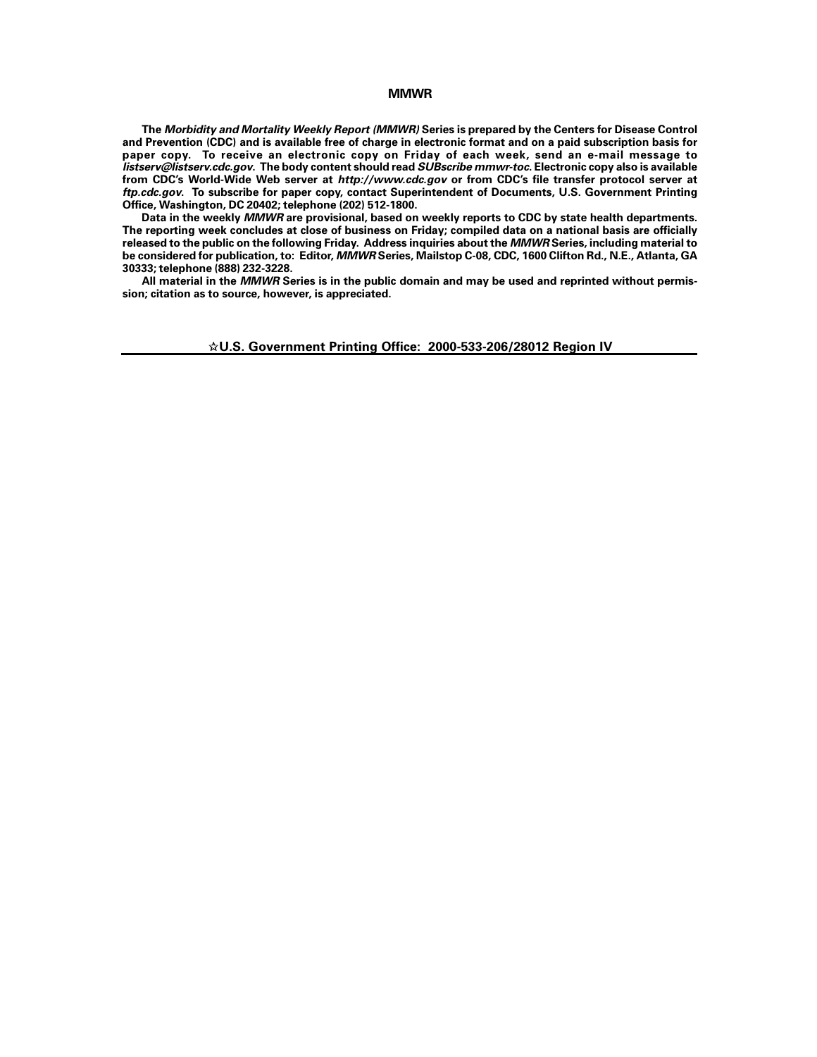**MMWR**

**The *Morbidity and Mortality Weekly Report (MMWR)* Series is prepared by the Centers for Disease Control and Prevention (CDC) and is available free of charge in electronic format and on a paid subscription basis for paper copy. To receive an electronic copy on Friday of each week, send an e-mail message to *listserv@listserv.cdc.gov*. The body content should read *SUBscribe mmwr-toc*. Electronic copy also is available from CDC's World-Wide Web server at *http://www.cdc.gov* or from CDC's file transfer protocol server at *ftp.cdc.gov*. To subscribe for paper copy, contact Superintendent of Documents, U.S. Government Printing Office, Washington, DC 20402; telephone (202) 512-1800.**

**Data in the weekly *MMWR* are provisional, based on weekly reports to CDC by state health departments. The reporting week concludes at close of business on Friday; compiled data on a national basis are officially released to the public on the following Friday. Address inquiries about the *MMWR* Series, including material to be considered for publication, to: Editor, *MMWR* Series, Mailstop C-08, CDC, 1600 Clifton Rd., N.E., Atlanta, GA 30333; telephone (888) 232-3228.**

**All material in the *MMWR* Series is in the public domain and may be used and reprinted without permission; citation as to source, however, is appreciated.**

**☆U.S. Government Printing Office: 2000-533-206/28012 Region IV**